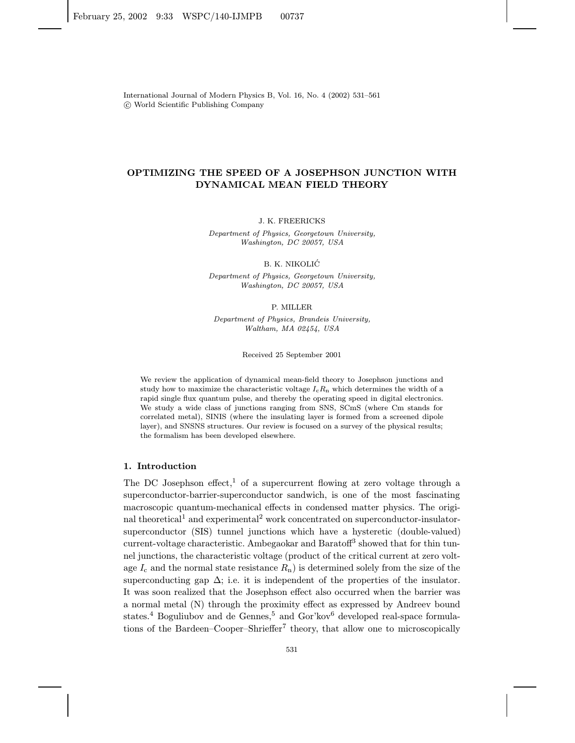# OPTIMIZING THE SPEED OF A JOSEPHSON JUNCTION WITH DYNAMICAL MEAN FIELD THEORY

J. K. FREERICKS

*Department of Physics, Georgetown University, Washington, DC 20057, USA*

B. K. NIKOLIĆ

*Department of Physics, Georgetown University, Washington, DC 20057, USA*

P. MILLER

*Department of Physics, Brandeis University, Waltham, MA 02454, USA*

Received 25 September 2001

We review the application of dynamical mean-field theory to Josephson junctions and study how to maximize the characteristic voltage $I_c R_n$ which determines the width of a rapid single flux quantum pulse, and thereby the operating speed in digital electronics. We study a wide class of junctions ranging from SNS, SCmS (where Cm stands for correlated metal), SINIS (where the insulating layer is formed from a screened dipole layer), and SNSNS structures. Our review is focused on a survey of the physical results; the formalism has been developed elsewhere.

## 1. Introduction

The DC Josephson effect,[1] of a supercurrent flowing at zero voltage through a superconductor-barrier-superconductor sandwich, is one of the most fascinating macroscopic quantum-mechanical effects in condensed matter physics. The original theoretical[1] and experimental[2] work concentrated on superconductor-insulator-superconductor (SIS) tunnel junctions which have a hysteretic (double-valued) current-voltage characteristic. Ambegaokar and Baratoff[3] showed that for thin tunnel junctions, the characteristic voltage (product of the critical current at zero voltage $I_c$ and the normal state resistance $R_n$) is determined solely from the size of the superconducting gap $\Delta$; i.e. it is independent of the properties of the insulator. It was soon realized that the Josephson effect also occurred when the barrier was a normal metal (N) through the proximity effect as expressed by Andreev bound states.[4] Boguliubov and de Gennes,[5] and Gor'kov[6] developed real-space formulations of the Bardeen–Cooper–Shrieffer[7] theory, that allow one to microscopically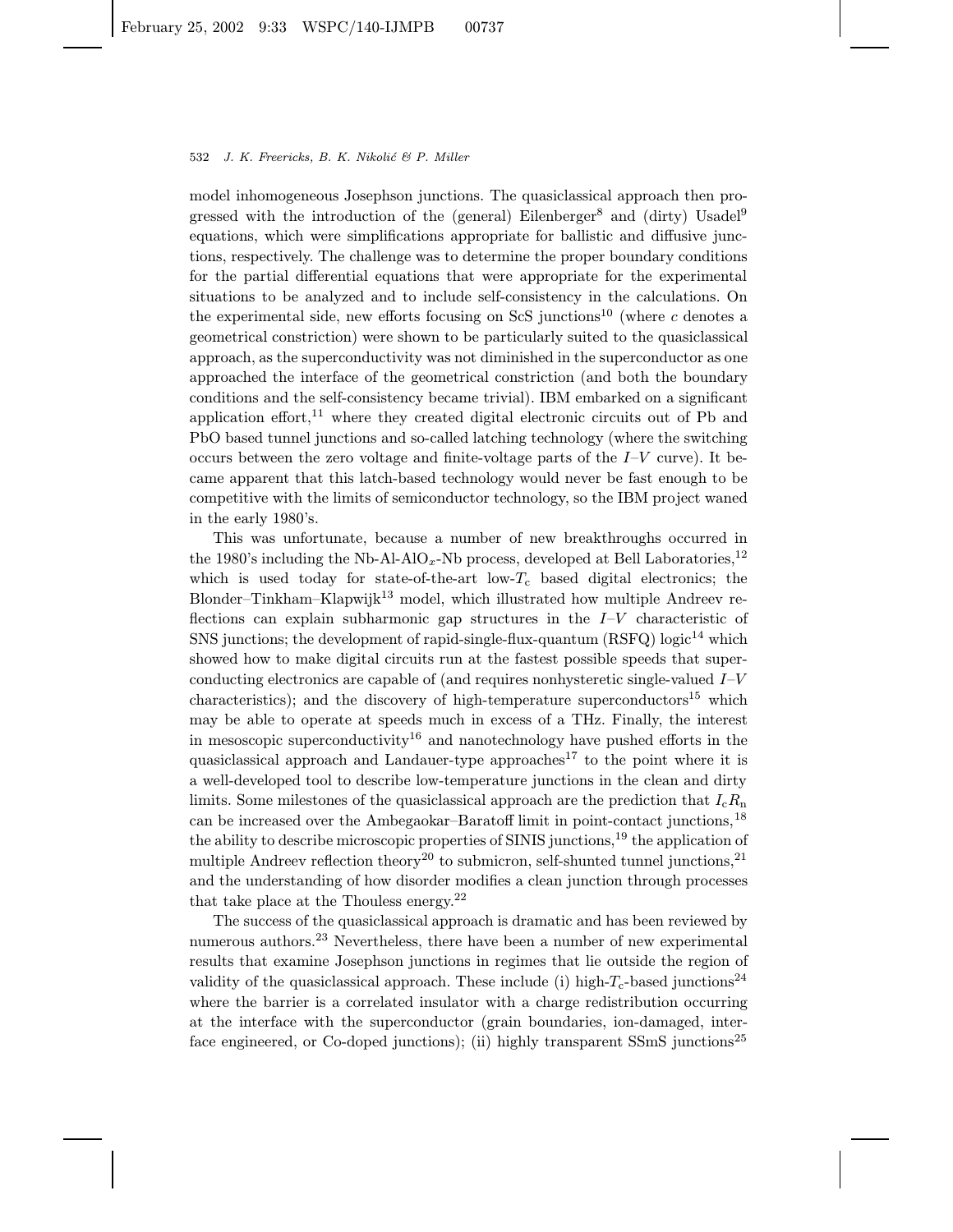model inhomogeneous Josephson junctions. The quasiclassical approach then progressed with the introduction of the (general) Eilenberger[8] and (dirty) Usadel[9] equations, which were simplifications appropriate for ballistic and diffusive junctions, respectively. The challenge was to determine the proper boundary conditions for the partial differential equations that were appropriate for the experimental situations to be analyzed and to include self-consistency in the calculations. On the experimental side, new efforts focusing on ScS junctions[10] (where *c* denotes a geometrical constriction) were shown to be particularly suited to the quasiclassical approach, as the superconductivity was not diminished in the superconductor as one approached the interface of the geometrical constriction (and both the boundary conditions and the self-consistency became trivial). IBM embarked on a significant application effort,[11] where they created digital electronic circuits out of Pb and PbO based tunnel junctions and so-called latching technology (where the switching occurs between the zero voltage and finite-voltage parts of the $I$–$V$ curve). It became apparent that this latch-based technology would never be fast enough to be competitive with the limits of semiconductor technology, so the IBM project waned in the early 1980's.

This was unfortunate, because a number of new breakthroughs occurred in the 1980's including the Nb-Al-$AlO_x$-Nb process, developed at Bell Laboratories,[12] which is used today for state-of-the-art low-$T_c$ based digital electronics; the Blonder–Tinkham–Klapwijk[13] model, which illustrated how multiple Andreev reflections can explain subharmonic gap structures in the $I$–$V$ characteristic of SNS junctions; the development of rapid-single-flux-quantum (RSFQ) logic[14] which showed how to make digital circuits run at the fastest possible speeds that superconducting electronics are capable of (and requires nonhysteretic single-valued $I$–$V$ characteristics); and the discovery of high-temperature superconductors[15] which may be able to operate at speeds much in excess of a THz. Finally, the interest in mesoscopic superconductivity[16] and nanotechnology have pushed efforts in the quasiclassical approach and Landauer-type approaches[17] to the point where it is a well-developed tool to describe low-temperature junctions in the clean and dirty limits. Some milestones of the quasiclassical approach are the prediction that $I_c R_n$ can be increased over the Ambegaokar–Baratoff limit in point-contact junctions,[18] the ability to describe microscopic properties of SINIS junctions,[19] the application of multiple Andreev reflection theory[20] to submicron, self-shunted tunnel junctions,[21] and the understanding of how disorder modifies a clean junction through processes that take place at the Thouless energy.[22]

The success of the quasiclassical approach is dramatic and has been reviewed by numerous authors.[23] Nevertheless, there have been a number of new experimental results that examine Josephson junctions in regimes that lie outside the region of validity of the quasiclassical approach. These include (i) high-$T_c$-based junctions[24] where the barrier is a correlated insulator with a charge redistribution occurring at the interface with the superconductor (grain boundaries, ion-damaged, interface engineered, or Co-doped junctions); (ii) highly transparent SSmS junctions[25]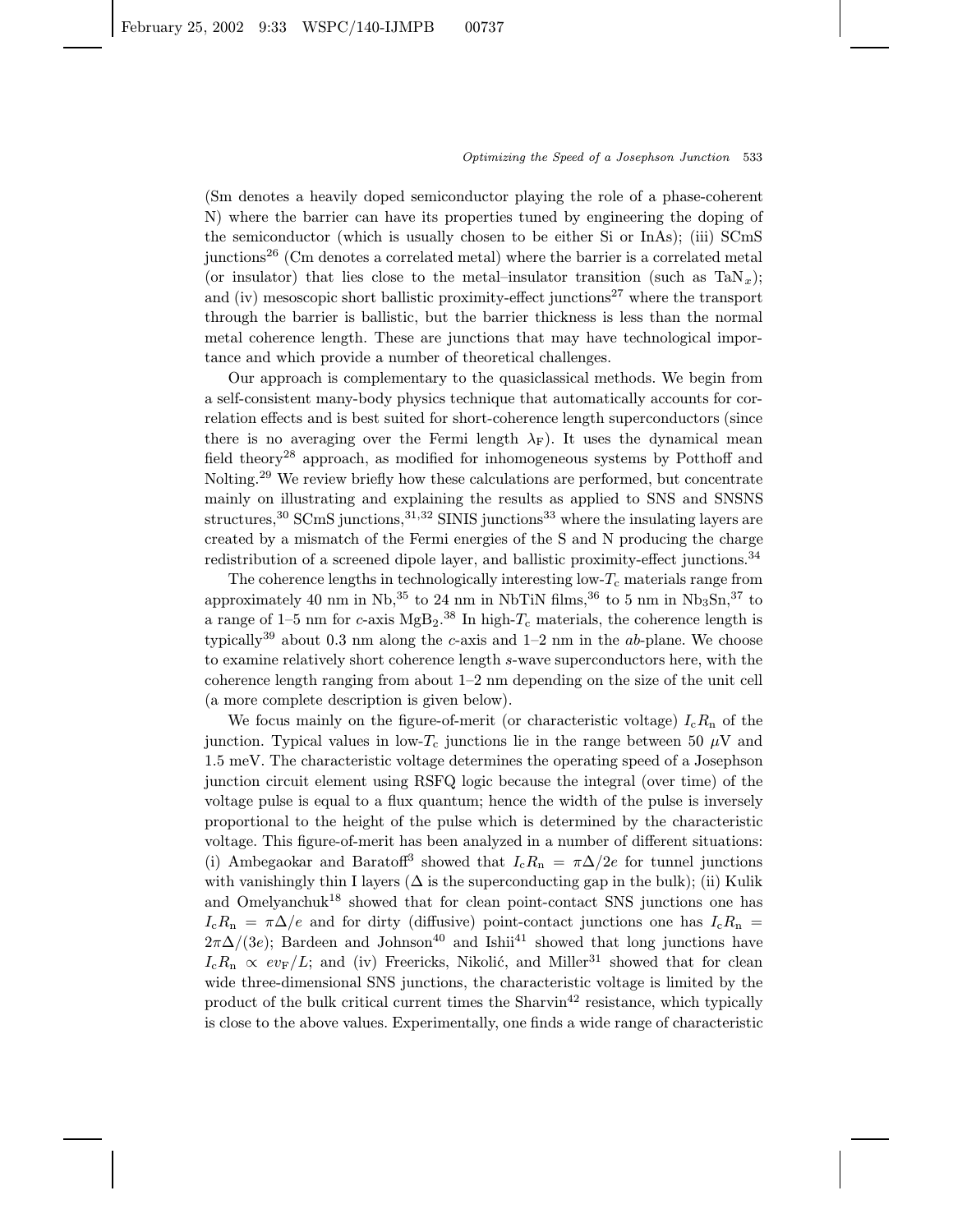(Sm denotes a heavily doped semiconductor playing the role of a phase-coherent N) where the barrier can have its properties tuned by engineering the doping of the semiconductor (which is usually chosen to be either Si or InAs); (iii) SCmS junctions[26] (Cm denotes a correlated metal) where the barrier is a correlated metal (or insulator) that lies close to the metal–insulator transition (such as $TaN_x$); and (iv) mesoscopic short ballistic proximity-effect junctions[27] where the transport through the barrier is ballistic, but the barrier thickness is less than the normal metal coherence length. These are junctions that may have technological importance and which provide a number of theoretical challenges.

Our approach is complementary to the quasiclassical methods. We begin from a self-consistent many-body physics technique that automatically accounts for correlation effects and is best suited for short-coherence length superconductors (since there is no averaging over the Fermi length $\lambda_F$). It uses the dynamical mean field theory[28] approach, as modified for inhomogeneous systems by Potthoff and Nolting.[29] We review briefly how these calculations are performed, but concentrate mainly on illustrating and explaining the results as applied to SNS and SNSNS structures,[30] SCmS junctions,[31,32] SINIS junctions[33] where the insulating layers are created by a mismatch of the Fermi energies of the S and N producing the charge redistribution of a screened dipole layer, and ballistic proximity-effect junctions.[34]

The coherence lengths in technologically interesting low-$T_c$ materials range from approximately 40 nm in Nb,[35] to 24 nm in NbTiN films,[36] to 5 nm in $Nb_3Sn$,[37] to a range of 1–5 nm for $c$-axis $MgB_2$.[38] In high-$T_c$ materials, the coherence length is typically[39] about 0.3 nm along the $c$-axis and 1–2 nm in the $ab$-plane. We choose to examine relatively short coherence length $s$-wave superconductors here, with the coherence length ranging from about 1–2 nm depending on the size of the unit cell (a more complete description is given below).

We focus mainly on the figure-of-merit (or characteristic voltage) $I_cR_n$ of the junction. Typical values in low-$T_c$ junctions lie in the range between 50 $\mu$V and 1.5 meV. The characteristic voltage determines the operating speed of a Josephson junction circuit element using RSFQ logic because the integral (over time) of the voltage pulse is equal to a flux quantum; hence the width of the pulse is inversely proportional to the height of the pulse which is determined by the characteristic voltage. This figure-of-merit has been analyzed in a number of different situations: (i) Ambegaokar and Baratoff[3] showed that $I_cR_n = \pi\Delta/2e$ for tunnel junctions with vanishingly thin I layers ($\Delta$ is the superconducting gap in the bulk); (ii) Kulik and Omelyanchuk[18] showed that for clean point-contact SNS junctions one has $I_cR_n = \pi\Delta/e$ and for dirty (diffusive) point-contact junctions one has $I_cR_n = 2\pi\Delta/(3e)$; Bardeen and Johnson[40] and Ishii[41] showed that long junctions have $I_cR_n \propto ev_F/L$; and (iv) Freericks, Nikolić, and Miller[31] showed that for clean wide three-dimensional SNS junctions, the characteristic voltage is limited by the product of the bulk critical current times the Sharvin[42] resistance, which typically is close to the above values. Experimentally, one finds a wide range of characteristic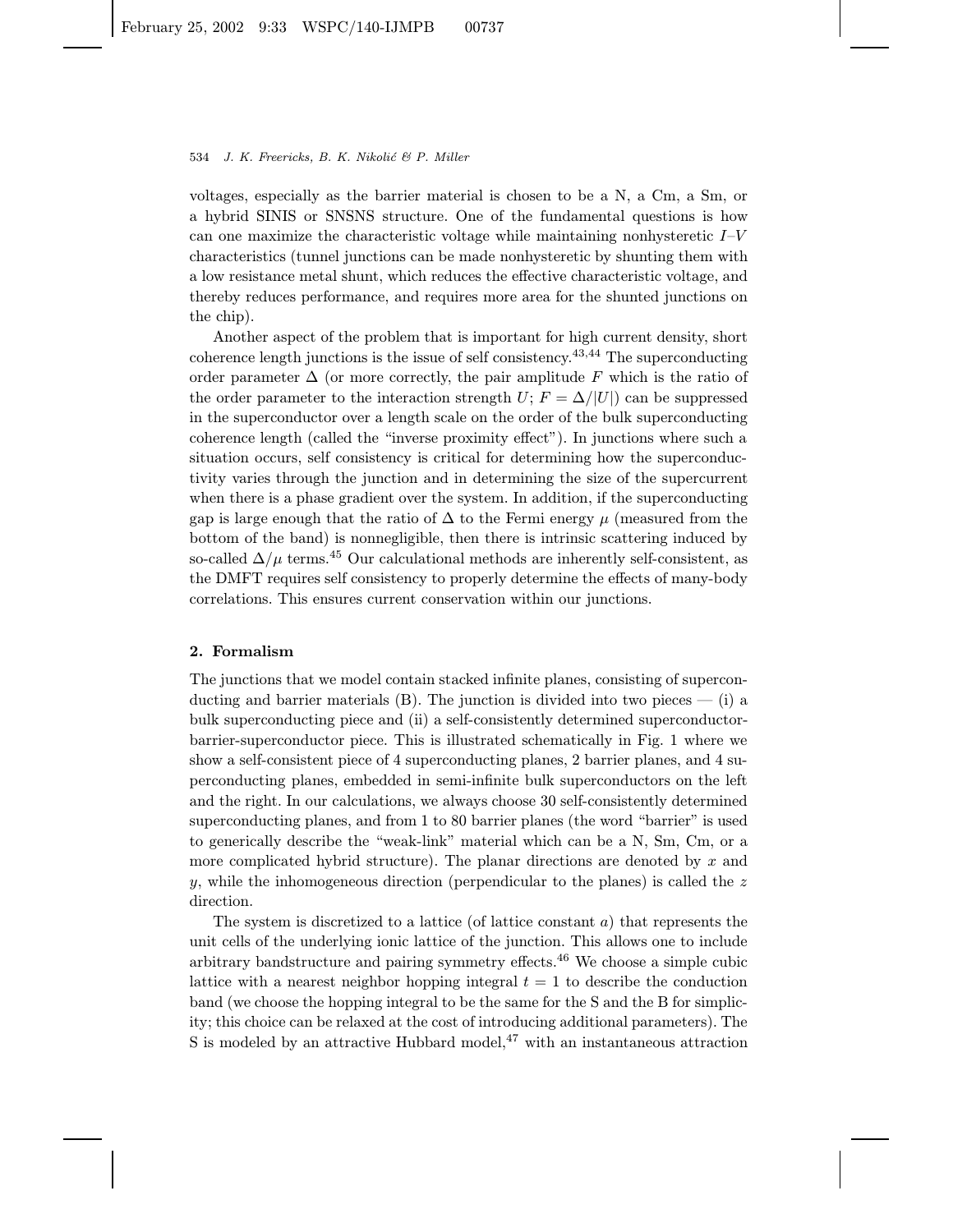voltages, especially as the barrier material is chosen to be a N, a Cm, a Sm, or a hybrid SINIS or SNSNS structure. One of the fundamental questions is how can one maximize the characteristic voltage while maintaining nonhysteretic $I$–$V$ characteristics (tunnel junctions can be made nonhysteretic by shunting them with a low resistance metal shunt, which reduces the effective characteristic voltage, and thereby reduces performance, and requires more area for the shunted junctions on the chip).

Another aspect of the problem that is important for high current density, short coherence length junctions is the issue of self consistency.[43,44] The superconducting order parameter $\Delta$ (or more correctly, the pair amplitude $F$ which is the ratio of the order parameter to the interaction strength $U$; $F = \Delta/|U|$) can be suppressed in the superconductor over a length scale on the order of the bulk superconducting coherence length (called the "inverse proximity effect"). In junctions where such a situation occurs, self consistency is critical for determining how the superconductivity varies through the junction and in determining the size of the supercurrent when there is a phase gradient over the system. In addition, if the superconducting gap is large enough that the ratio of $\Delta$ to the Fermi energy $\mu$ (measured from the bottom of the band) is nonnegligible, then there is intrinsic scattering induced by so-called $\Delta/\mu$ terms.[45] Our calculational methods are inherently self-consistent, as the DMFT requires self consistency to properly determine the effects of many-body correlations. This ensures current conservation within our junctions.

## 2. Formalism

The junctions that we model contain stacked infinite planes, consisting of superconducting and barrier materials (B). The junction is divided into two pieces — (i) a bulk superconducting piece and (ii) a self-consistently determined superconductor-barrier-superconductor piece. This is illustrated schematically in Fig. 1 where we show a self-consistent piece of 4 superconducting planes, 2 barrier planes, and 4 superconducting planes, embedded in semi-infinite bulk superconductors on the left and the right. In our calculations, we always choose 30 self-consistently determined superconducting planes, and from 1 to 80 barrier planes (the word "barrier" is used to generically describe the "weak-link" material which can be a N, Sm, Cm, or a more complicated hybrid structure). The planar directions are denoted by $x$ and $y$, while the inhomogeneous direction (perpendicular to the planes) is called the $z$ direction.

The system is discretized to a lattice (of lattice constant $a$) that represents the unit cells of the underlying ionic lattice of the junction. This allows one to include arbitrary bandstructure and pairing symmetry effects.[46] We choose a simple cubic lattice with a nearest neighbor hopping integral $t = 1$ to describe the conduction band (we choose the hopping integral to be the same for the S and the B for simplicity; this choice can be relaxed at the cost of introducing additional parameters). The S is modeled by an attractive Hubbard model,[47] with an instantaneous attraction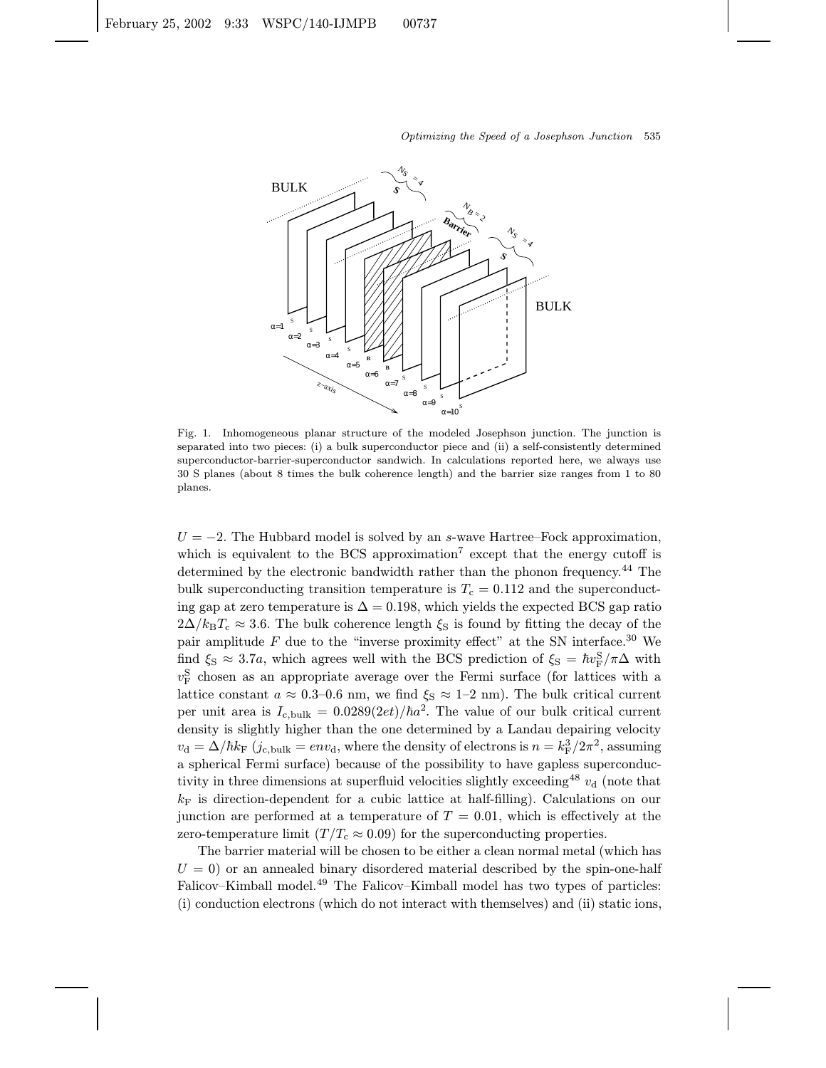Fig. 1. Inhomogeneous planar structure of the modeled Josephson junction. The junction is separated into two pieces: (i) a bulk superconductor piece and (ii) a self-consistently determined superconductor-barrier-superconductor sandwich. In calculations reported here, we always use 30 S planes (about 8 times the bulk coherence length) and the barrier size ranges from 1 to 80 planes.

$U = -2$. The Hubbard model is solved by an $s$-wave Hartree–Fock approximation, which is equivalent to the BCS approximation[7] except that the energy cutoff is determined by the electronic bandwidth rather than the phonon frequency.[44] The bulk superconducting transition temperature is $T_c = 0.112$ and the superconducting gap at zero temperature is $\Delta = 0.198$, which yields the expected BCS gap ratio $2\Delta/k_B T_c \approx 3.6$. The bulk coherence length $\xi_S$ is found by fitting the decay of the pair amplitude $F$ due to the "inverse proximity effect" at the SN interface.[30] We find $\xi_S \approx 3.7a$, which agrees well with the BCS prediction of $\xi_S = \hbar v_F^S/\pi\Delta$ with $v_F^S$ chosen as an appropriate average over the Fermi surface (for lattices with a lattice constant $a \approx 0.3$–$0.6$ nm, we find $\xi_S \approx 1$–$2$ nm). The bulk critical current per unit area is $I_{c,\text{bulk}} = 0.0289(2et)/\hbar a^2$. The value of our bulk critical current density is slightly higher than the one determined by a Landau depairing velocity $v_d = \Delta/\hbar k_F$ ($j_{c,\text{bulk}} = env_d$, where the density of electrons is $n = k_F^3/2\pi^2$, assuming a spherical Fermi surface) because of the possibility to have gapless superconductivity in three dimensions at superfluid velocities slightly exceeding[48] $v_d$ (note that $k_F$ is direction-dependent for a cubic lattice at half-filling). Calculations on our junction are performed at a temperature of $T = 0.01$, which is effectively at the zero-temperature limit ($T/T_c \approx 0.09$) for the superconducting properties.

The barrier material will be chosen to be either a clean normal metal (which has $U = 0$) or an annealed binary disordered material described by the spin-one-half Falicov–Kimball model.[49] The Falicov–Kimball model has two types of particles: (i) conduction electrons (which do not interact with themselves) and (ii) static ions,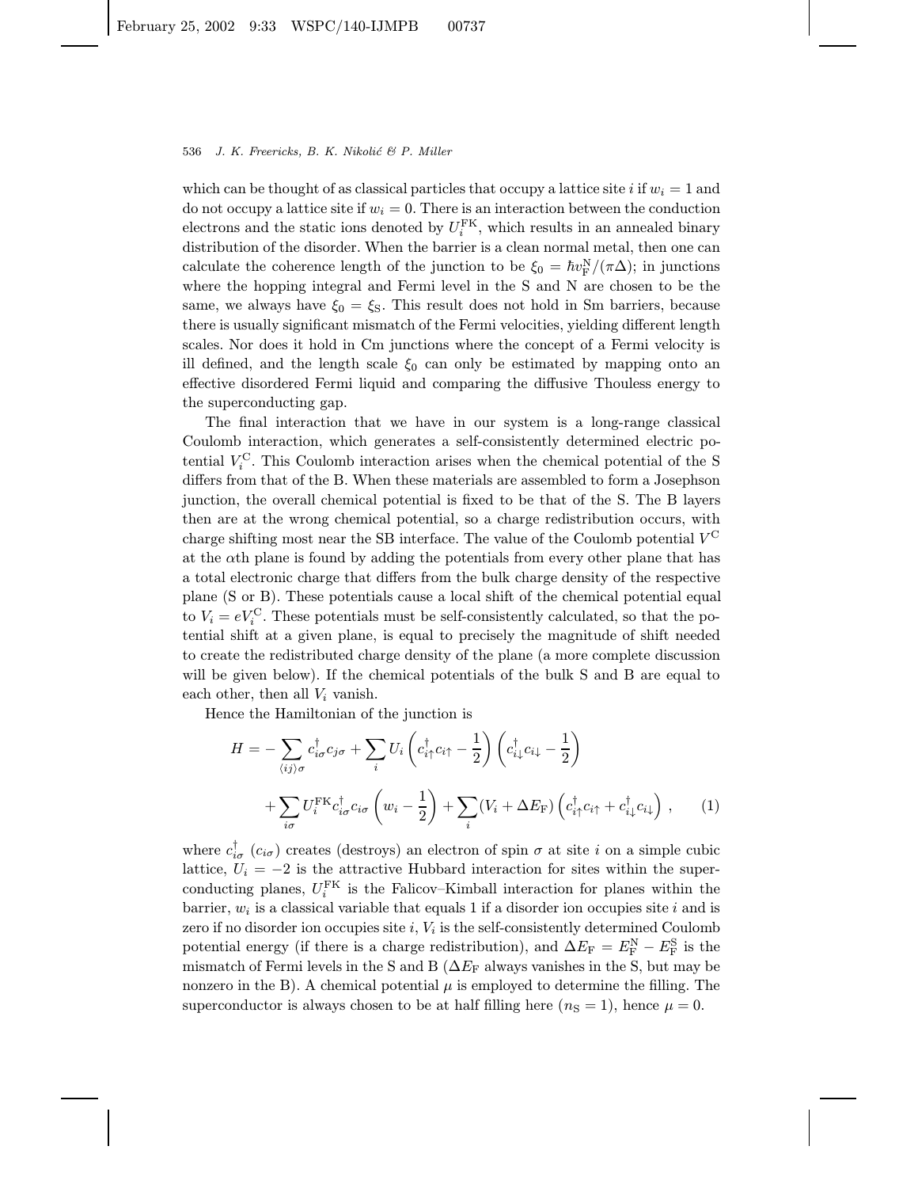which can be thought of as classical particles that occupy a lattice site $i$ if $w_i = 1$ and do not occupy a lattice site if $w_i = 0$. There is an interaction between the conduction electrons and the static ions denoted by $U_i^{\mathrm{FK}}$, which results in an annealed binary distribution of the disorder. When the barrier is a clean normal metal, then one can calculate the coherence length of the junction to be $\xi_0 = \hbar v_{\mathrm{F}}^{\mathrm{N}}/(\pi\Delta)$; in junctions where the hopping integral and Fermi level in the S and N are chosen to be the same, we always have $\xi_0 = \xi_{\mathrm{S}}$. This result does not hold in Sm barriers, because there is usually significant mismatch of the Fermi velocities, yielding different length scales. Nor does it hold in Cm junctions where the concept of a Fermi velocity is ill defined, and the length scale $\xi_0$ can only be estimated by mapping onto an effective disordered Fermi liquid and comparing the diffusive Thouless energy to the superconducting gap.

The final interaction that we have in our system is a long-range classical Coulomb interaction, which generates a self-consistently determined electric potential $V_i^{\mathrm{C}}$. This Coulomb interaction arises when the chemical potential of the S differs from that of the B. When these materials are assembled to form a Josephson junction, the overall chemical potential is fixed to be that of the S. The B layers then are at the wrong chemical potential, so a charge redistribution occurs, with charge shifting most near the SB interface. The value of the Coulomb potential $V^{\mathrm{C}}$ at the $\alpha$th plane is found by adding the potentials from every other plane that has a total electronic charge that differs from the bulk charge density of the respective plane (S or B). These potentials cause a local shift of the chemical potential equal to $V_i = eV_i^{\mathrm{C}}$. These potentials must be self-consistently calculated, so that the potential shift at a given plane, is equal to precisely the magnitude of shift needed to create the redistributed charge density of the plane (a more complete discussion will be given below). If the chemical potentials of the bulk S and B are equal to each other, then all $V_i$ vanish.

Hence the Hamiltonian of the junction is

$$H = -\sum_{\langle ij\rangle\sigma} c_{i\sigma}^{\dagger} c_{j\sigma} + \sum_i U_i \left( c_{i\uparrow}^{\dagger} c_{i\uparrow} - \frac{1}{2} \right) \left( c_{i\downarrow}^{\dagger} c_{i\downarrow} - \frac{1}{2} \right) + \sum_{i\sigma} U_i^{\mathrm{FK}} c_{i\sigma}^{\dagger} c_{i\sigma} \left( w_i - \frac{1}{2} \right) + \sum_i (V_i + \Delta E_{\mathrm{F}}) \left( c_{i\uparrow}^{\dagger} c_{i\uparrow} + c_{i\downarrow}^{\dagger} c_{i\downarrow} \right) , \qquad (1)$$

where $c_{i\sigma}^{\dagger}$ ($c_{i\sigma}$) creates (destroys) an electron of spin $\sigma$ at site $i$ on a simple cubic lattice, $U_i = -2$ is the attractive Hubbard interaction for sites within the superconducting planes, $U_i^{\mathrm{FK}}$ is the Falicov–Kimball interaction for planes within the barrier, $w_i$ is a classical variable that equals 1 if a disorder ion occupies site $i$ and is zero if no disorder ion occupies site $i$, $V_i$ is the self-consistently determined Coulomb potential energy (if there is a charge redistribution), and $\Delta E_{\mathrm{F}} = E_{\mathrm{F}}^{\mathrm{N}} - E_{\mathrm{F}}^{\mathrm{S}}$ is the mismatch of Fermi levels in the S and B ($\Delta E_{\mathrm{F}}$ always vanishes in the S, but may be nonzero in the B). A chemical potential $\mu$ is employed to determine the filling. The superconductor is always chosen to be at half filling here ($n_{\mathrm{S}} = 1$), hence $\mu = 0$.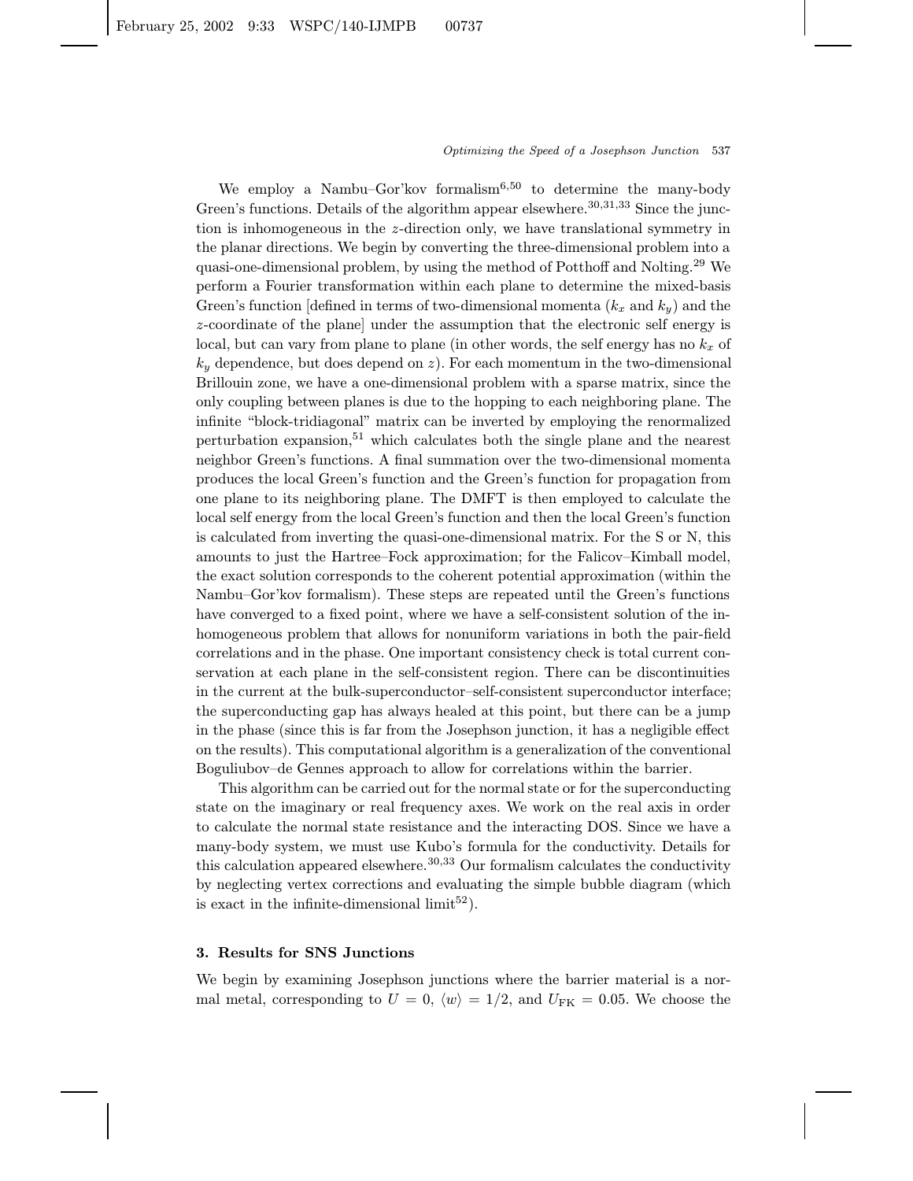We employ a Nambu–Gor'kov formalism[6,50] to determine the many-body Green's functions. Details of the algorithm appear elsewhere.[30,31,33] Since the junction is inhomogeneous in the $z$-direction only, we have translational symmetry in the planar directions. We begin by converting the three-dimensional problem into a quasi-one-dimensional problem, by using the method of Potthoff and Nolting.[29] We perform a Fourier transformation within each plane to determine the mixed-basis Green's function [defined in terms of two-dimensional momenta ($k_x$ and $k_y$) and the $z$-coordinate of the plane] under the assumption that the electronic self energy is local, but can vary from plane to plane (in other words, the self energy has no $k_x$ of $k_y$ dependence, but does depend on $z$). For each momentum in the two-dimensional Brillouin zone, we have a one-dimensional problem with a sparse matrix, since the only coupling between planes is due to the hopping to each neighboring plane. The infinite "block-tridiagonal" matrix can be inverted by employing the renormalized perturbation expansion,[51] which calculates both the single plane and the nearest neighbor Green's functions. A final summation over the two-dimensional momenta produces the local Green's function and the Green's function for propagation from one plane to its neighboring plane. The DMFT is then employed to calculate the local self energy from the local Green's function and then the local Green's function is calculated from inverting the quasi-one-dimensional matrix. For the S or N, this amounts to just the Hartree–Fock approximation; for the Falicov–Kimball model, the exact solution corresponds to the coherent potential approximation (within the Nambu–Gor'kov formalism). These steps are repeated until the Green's functions have converged to a fixed point, where we have a self-consistent solution of the inhomogeneous problem that allows for nonuniform variations in both the pair-field correlations and in the phase. One important consistency check is total current conservation at each plane in the self-consistent region. There can be discontinuities in the current at the bulk-superconductor–self-consistent superconductor interface; the superconducting gap has always healed at this point, but there can be a jump in the phase (since this is far from the Josephson junction, it has a negligible effect on the results). This computational algorithm is a generalization of the conventional Boguliubov–de Gennes approach to allow for correlations within the barrier.

This algorithm can be carried out for the normal state or for the superconducting state on the imaginary or real frequency axes. We work on the real axis in order to calculate the normal state resistance and the interacting DOS. Since we have a many-body system, we must use Kubo's formula for the conductivity. Details for this calculation appeared elsewhere.[30,33] Our formalism calculates the conductivity by neglecting vertex corrections and evaluating the simple bubble diagram (which is exact in the infinite-dimensional limit[52]).

## 3. Results for SNS Junctions

We begin by examining Josephson junctions where the barrier material is a normal metal, corresponding to $U = 0$, $\langle w \rangle = 1/2$, and $U_{\mathrm{FK}} = 0.05$. We choose the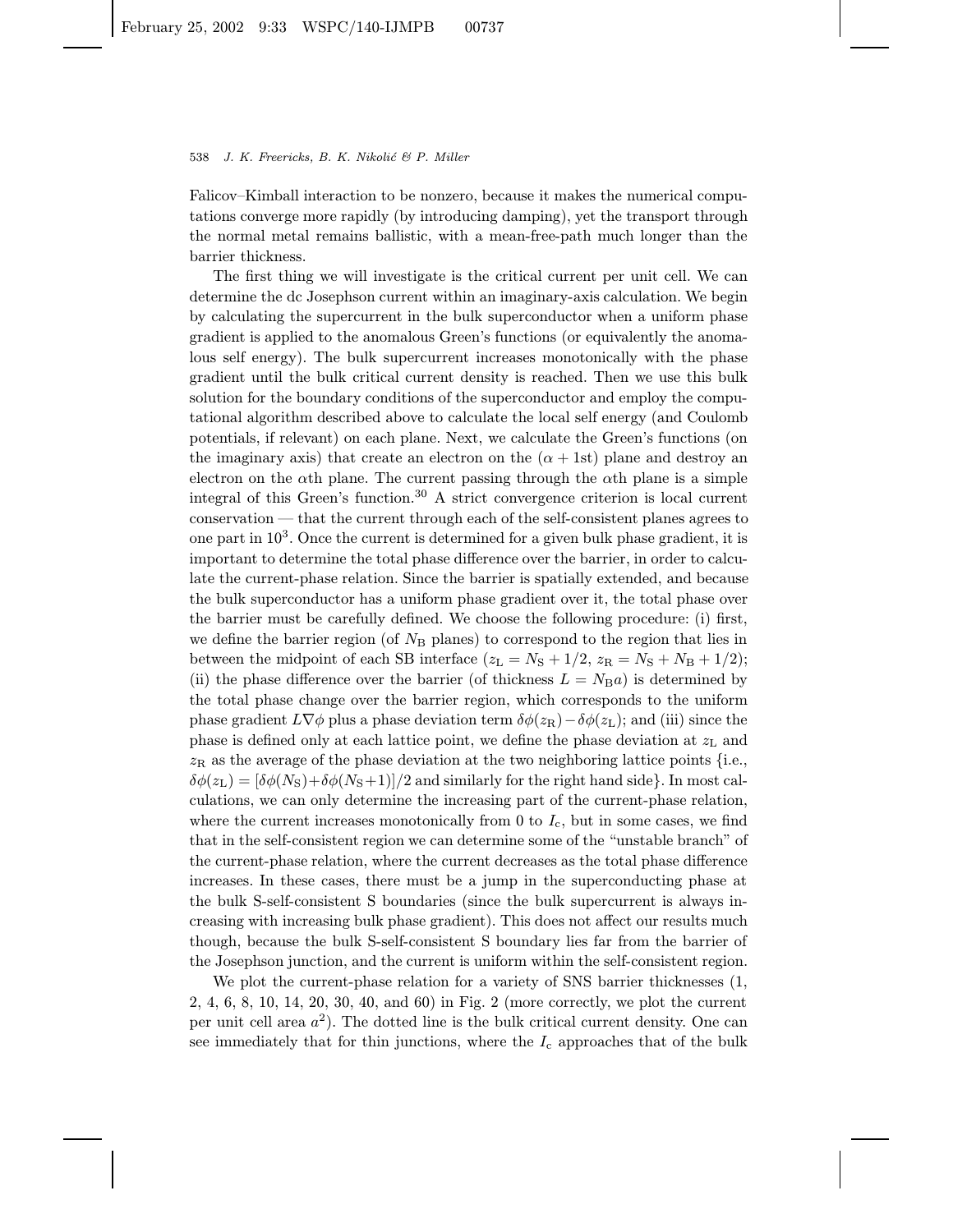Falicov–Kimball interaction to be nonzero, because it makes the numerical computations converge more rapidly (by introducing damping), yet the transport through the normal metal remains ballistic, with a mean-free-path much longer than the barrier thickness.

The first thing we will investigate is the critical current per unit cell. We can determine the dc Josephson current within an imaginary-axis calculation. We begin by calculating the supercurrent in the bulk superconductor when a uniform phase gradient is applied to the anomalous Green's functions (or equivalently the anomalous self energy). The bulk supercurrent increases monotonically with the phase gradient until the bulk critical current density is reached. Then we use this bulk solution for the boundary conditions of the superconductor and employ the computational algorithm described above to calculate the local self energy (and Coulomb potentials, if relevant) on each plane. Next, we calculate the Green's functions (on the imaginary axis) that create an electron on the ($\alpha + 1$st) plane and destroy an electron on the $\alpha$th plane. The current passing through the $\alpha$th plane is a simple integral of this Green's function.[30] A strict convergence criterion is local current conservation — that the current through each of the self-consistent planes agrees to one part in $10^3$. Once the current is determined for a given bulk phase gradient, it is important to determine the total phase difference over the barrier, in order to calculate the current-phase relation. Since the barrier is spatially extended, and because the bulk superconductor has a uniform phase gradient over it, the total phase over the barrier must be carefully defined. We choose the following procedure: (i) first, we define the barrier region (of $N_\mathrm{B}$ planes) to correspond to the region that lies in between the midpoint of each SB interface ($z_\mathrm{L} = N_\mathrm{S} + 1/2$, $z_\mathrm{R} = N_\mathrm{S} + N_\mathrm{B} + 1/2$); (ii) the phase difference over the barrier (of thickness $L = N_\mathrm{B}a$) is determined by the total phase change over the barrier region, which corresponds to the uniform phase gradient $L\nabla\phi$ plus a phase deviation term $\delta\phi(z_\mathrm{R}) - \delta\phi(z_\mathrm{L})$; and (iii) since the phase is defined only at each lattice point, we define the phase deviation at $z_\mathrm{L}$ and $z_\mathrm{R}$ as the average of the phase deviation at the two neighboring lattice points {i.e., $\delta\phi(z_\mathrm{L}) = [\delta\phi(N_\mathrm{S}) + \delta\phi(N_\mathrm{S}+1)]/2$ and similarly for the right hand side}. In most calculations, we can only determine the increasing part of the current-phase relation, where the current increases monotonically from 0 to $I_\mathrm{c}$, but in some cases, we find that in the self-consistent region we can determine some of the "unstable branch" of the current-phase relation, where the current decreases as the total phase difference increases. In these cases, there must be a jump in the superconducting phase at the bulk S-self-consistent S boundaries (since the bulk supercurrent is always increasing with increasing bulk phase gradient). This does not affect our results much though, because the bulk S-self-consistent S boundary lies far from the barrier of the Josephson junction, and the current is uniform within the self-consistent region.

We plot the current-phase relation for a variety of SNS barrier thicknesses (1, 2, 4, 6, 8, 10, 14, 20, 30, 40, and 60) in Fig. 2 (more correctly, we plot the current per unit cell area $a^2$). The dotted line is the bulk critical current density. One can see immediately that for thin junctions, where the $I_\mathrm{c}$ approaches that of the bulk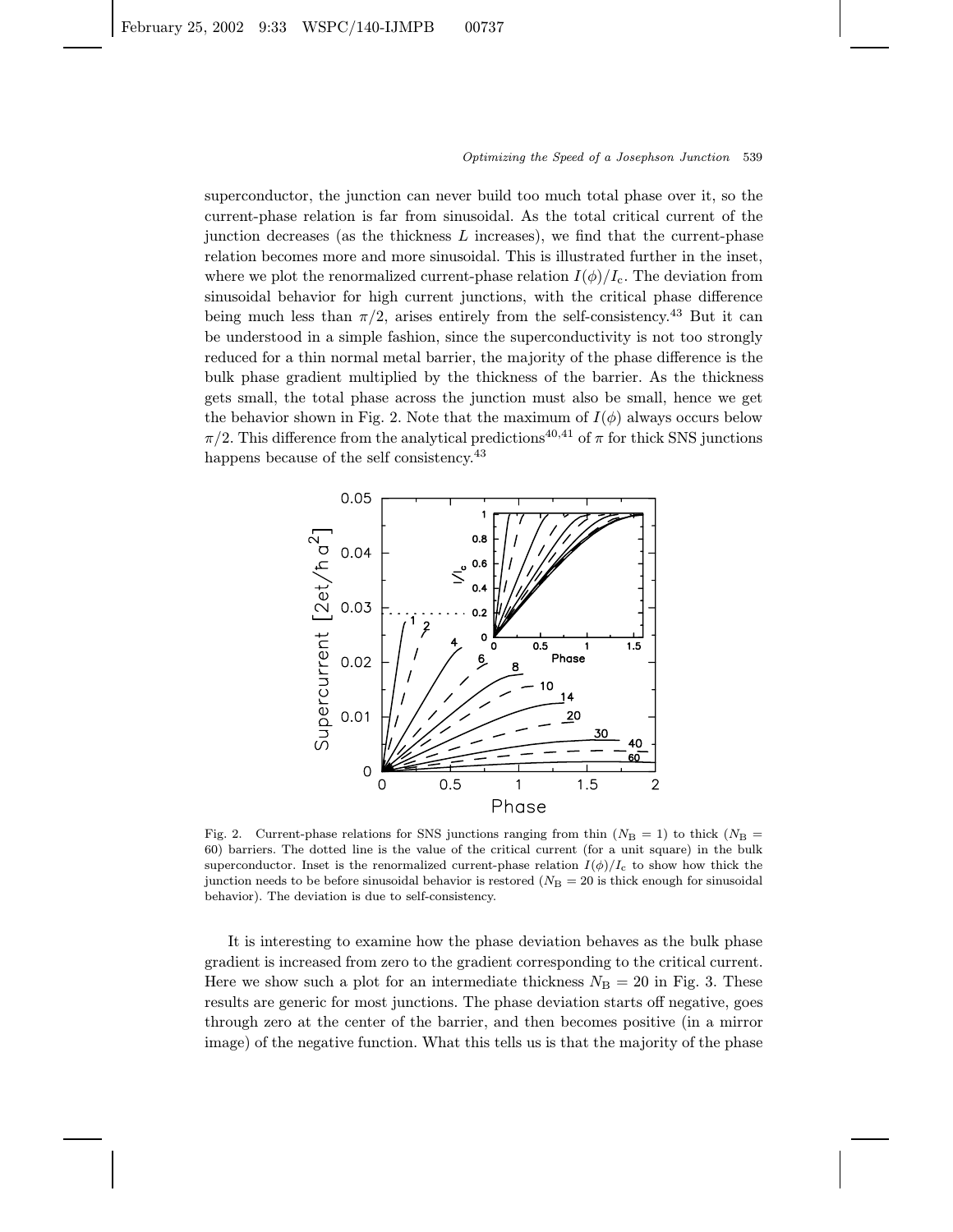superconductor, the junction can never build too much total phase over it, so the current-phase relation is far from sinusoidal. As the total critical current of the junction decreases (as the thickness $L$ increases), we find that the current-phase relation becomes more and more sinusoidal. This is illustrated further in the inset, where we plot the renormalized current-phase relation $I(\phi)/I_c$. The deviation from sinusoidal behavior for high current junctions, with the critical phase difference being much less than $\pi/2$, arises entirely from the self-consistency.[43] But it can be understood in a simple fashion, since the superconductivity is not too strongly reduced for a thin normal metal barrier, the majority of the phase difference is the bulk phase gradient multiplied by the thickness of the barrier. As the thickness gets small, the total phase across the junction must also be small, hence we get the behavior shown in Fig. 2. Note that the maximum of $I(\phi)$ always occurs below $\pi/2$. This difference from the analytical predictions[40,41] of $\pi$ for thick SNS junctions happens because of the self consistency.[43]

Fig. 2. Current-phase relations for SNS junctions ranging from thin ($N_B = 1$) to thick ($N_B = 60$) barriers. The dotted line is the value of the critical current (for a unit square) in the bulk superconductor. Inset is the renormalized current-phase relation $I(\phi)/I_c$ to show how thick the junction needs to be before sinusoidal behavior is restored ($N_B = 20$ is thick enough for sinusoidal behavior). The deviation is due to self-consistency.

It is interesting to examine how the phase deviation behaves as the bulk phase gradient is increased from zero to the gradient corresponding to the critical current. Here we show such a plot for an intermediate thickness $N_B = 20$ in Fig. 3. These results are generic for most junctions. The phase deviation starts off negative, goes through zero at the center of the barrier, and then becomes positive (in a mirror image) of the negative function. What this tells us is that the majority of the phase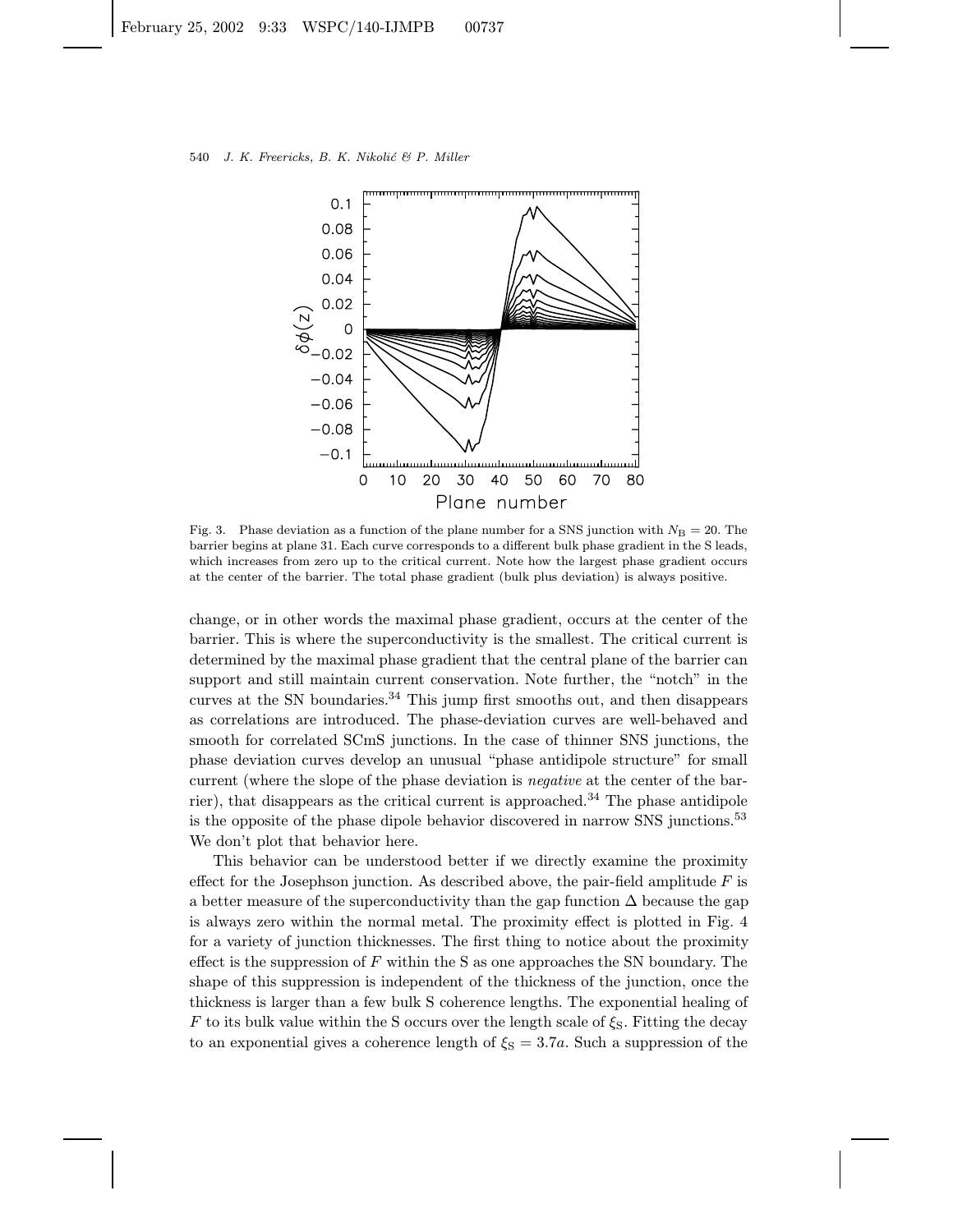Fig. 3. Phase deviation as a function of the plane number for a SNS junction with $N_B = 20$. The barrier begins at plane 31. Each curve corresponds to a different bulk phase gradient in the S leads, which increases from zero up to the critical current. Note how the largest phase gradient occurs at the center of the barrier. The total phase gradient (bulk plus deviation) is always positive.

change, or in other words the maximal phase gradient, occurs at the center of the barrier. This is where the superconductivity is the smallest. The critical current is determined by the maximal phase gradient that the central plane of the barrier can support and still maintain current conservation. Note further, the "notch" in the curves at the SN boundaries.[34] This jump first smooths out, and then disappears as correlations are introduced. The phase-deviation curves are well-behaved and smooth for correlated SCmS junctions. In the case of thinner SNS junctions, the phase deviation curves develop an unusual "phase antidipole structure" for small current (where the slope of the phase deviation is *negative* at the center of the barrier), that disappears as the critical current is approached.[34] The phase antidipole is the opposite of the phase dipole behavior discovered in narrow SNS junctions.[53] We don't plot that behavior here.

This behavior can be understood better if we directly examine the proximity effect for the Josephson junction. As described above, the pair-field amplitude $F$ is a better measure of the superconductivity than the gap function $\Delta$ because the gap is always zero within the normal metal. The proximity effect is plotted in Fig. 4 for a variety of junction thicknesses. The first thing to notice about the proximity effect is the suppression of $F$ within the S as one approaches the SN boundary. The shape of this suppression is independent of the thickness of the junction, once the thickness is larger than a few bulk S coherence lengths. The exponential healing of $F$ to its bulk value within the S occurs over the length scale of $\xi_S$. Fitting the decay to an exponential gives a coherence length of $\xi_S = 3.7a$. Such a suppression of the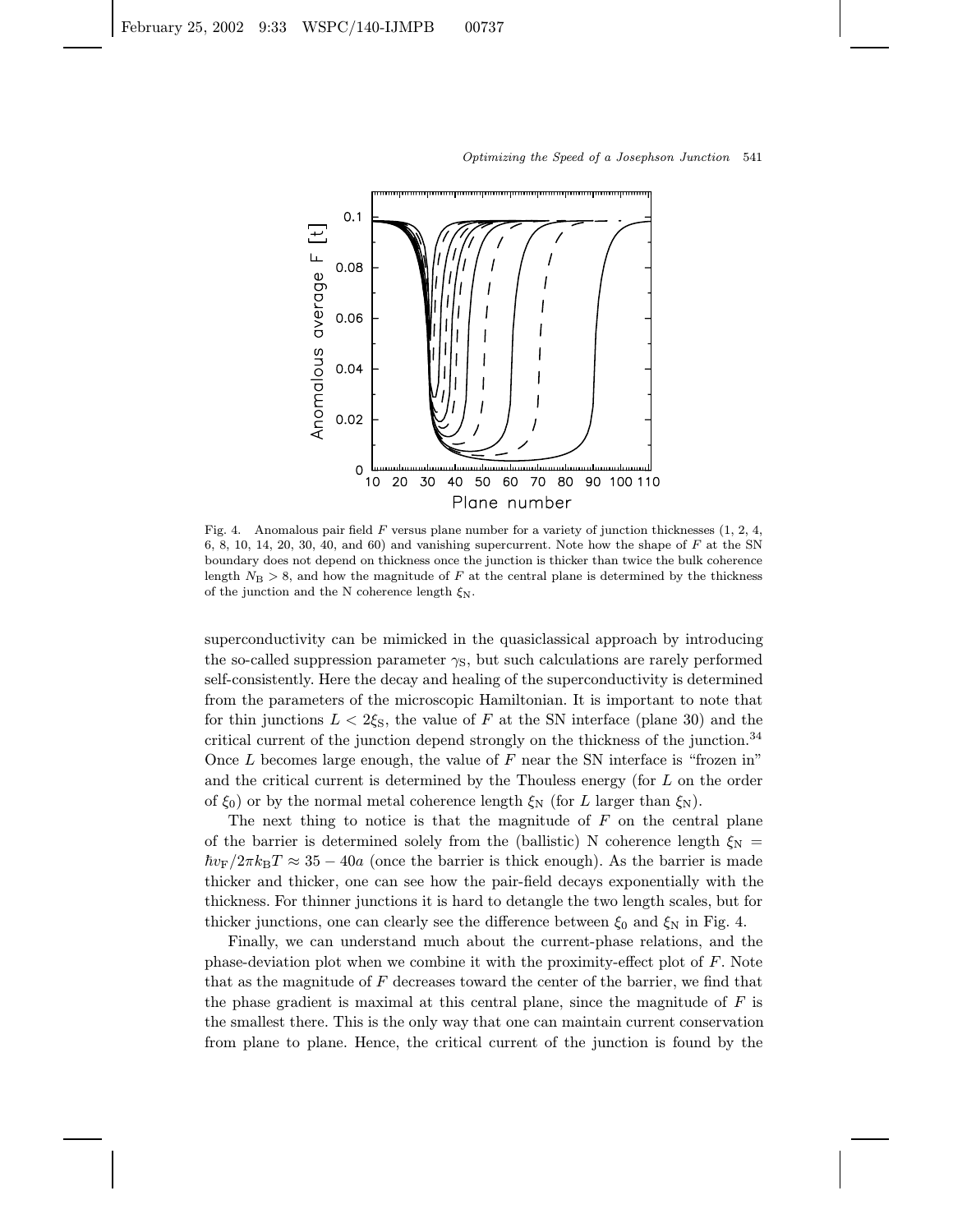Fig. 4. Anomalous pair field $F$ versus plane number for a variety of junction thicknesses (1, 2, 4, 6, 8, 10, 14, 20, 30, 40, and 60) and vanishing supercurrent. Note how the shape of $F$ at the SN boundary does not depend on thickness once the junction is thicker than twice the bulk coherence length $N_B > 8$, and how the magnitude of $F$ at the central plane is determined by the thickness of the junction and the N coherence length $\xi_N$.

superconductivity can be mimicked in the quasiclassical approach by introducing the so-called suppression parameter $\gamma_S$, but such calculations are rarely performed self-consistently. Here the decay and healing of the superconductivity is determined from the parameters of the microscopic Hamiltonian. It is important to note that for thin junctions $L < 2\xi_S$, the value of $F$ at the SN interface (plane 30) and the critical current of the junction depend strongly on the thickness of the junction.[34] Once $L$ becomes large enough, the value of $F$ near the SN interface is "frozen in" and the critical current is determined by the Thouless energy (for $L$ on the order of $\xi_0$) or by the normal metal coherence length $\xi_N$ (for $L$ larger than $\xi_N$).

The next thing to notice is that the magnitude of $F$ on the central plane of the barrier is determined solely from the (ballistic) N coherence length $\xi_N = \hbar v_F / 2\pi k_B T \approx 35 - 40a$ (once the barrier is thick enough). As the barrier is made thicker and thicker, one can see how the pair-field decays exponentially with the thickness. For thinner junctions it is hard to detangle the two length scales, but for thicker junctions, one can clearly see the difference between $\xi_0$ and $\xi_N$ in Fig. 4.

Finally, we can understand much about the current-phase relations, and the phase-deviation plot when we combine it with the proximity-effect plot of $F$. Note that as the magnitude of $F$ decreases toward the center of the barrier, we find that the phase gradient is maximal at this central plane, since the magnitude of $F$ is the smallest there. This is the only way that one can maintain current conservation from plane to plane. Hence, the critical current of the junction is found by the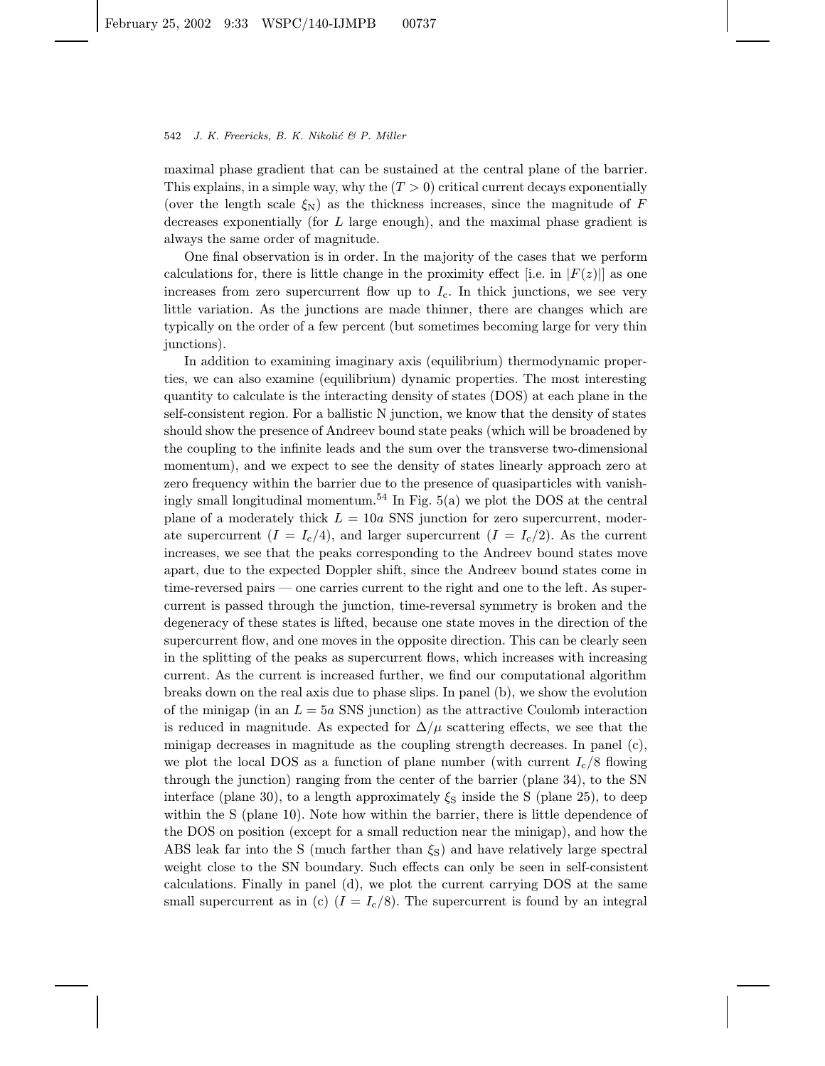maximal phase gradient that can be sustained at the central plane of the barrier. This explains, in a simple way, why the ($T > 0$) critical current decays exponentially (over the length scale $\xi_N$) as the thickness increases, since the magnitude of $F$ decreases exponentially (for $L$ large enough), and the maximal phase gradient is always the same order of magnitude.

One final observation is in order. In the majority of the cases that we perform calculations for, there is little change in the proximity effect [i.e. in $|F(z)|$] as one increases from zero supercurrent flow up to $I_c$. In thick junctions, we see very little variation. As the junctions are made thinner, there are changes which are typically on the order of a few percent (but sometimes becoming large for very thin junctions).

In addition to examining imaginary axis (equilibrium) thermodynamic properties, we can also examine (equilibrium) dynamic properties. The most interesting quantity to calculate is the interacting density of states (DOS) at each plane in the self-consistent region. For a ballistic N junction, we know that the density of states should show the presence of Andreev bound state peaks (which will be broadened by the coupling to the infinite leads and the sum over the transverse two-dimensional momentum), and we expect to see the density of states linearly approach zero at zero frequency within the barrier due to the presence of quasiparticles with vanishingly small longitudinal momentum.[54] In Fig. 5(a) we plot the DOS at the central plane of a moderately thick $L = 10a$ SNS junction for zero supercurrent, moderate supercurrent ($I = I_c/4$), and larger supercurrent ($I = I_c/2$). As the current increases, we see that the peaks corresponding to the Andreev bound states move apart, due to the expected Doppler shift, since the Andreev bound states come in time-reversed pairs — one carries current to the right and one to the left. As supercurrent is passed through the junction, time-reversal symmetry is broken and the degeneracy of these states is lifted, because one state moves in the direction of the supercurrent flow, and one moves in the opposite direction. This can be clearly seen in the splitting of the peaks as supercurrent flows, which increases with increasing current. As the current is increased further, we find our computational algorithm breaks down on the real axis due to phase slips. In panel (b), we show the evolution of the minigap (in an $L = 5a$ SNS junction) as the attractive Coulomb interaction is reduced in magnitude. As expected for $\Delta/\mu$ scattering effects, we see that the minigap decreases in magnitude as the coupling strength decreases. In panel (c), we plot the local DOS as a function of plane number (with current $I_c/8$ flowing through the junction) ranging from the center of the barrier (plane 34), to the SN interface (plane 30), to a length approximately $\xi_S$ inside the S (plane 25), to deep within the S (plane 10). Note how within the barrier, there is little dependence of the DOS on position (except for a small reduction near the minigap), and how the ABS leak far into the S (much farther than $\xi_S$) and have relatively large spectral weight close to the SN boundary. Such effects can only be seen in self-consistent calculations. Finally in panel (d), we plot the current carrying DOS at the same small supercurrent as in (c) ($I = I_c/8$). The supercurrent is found by an integral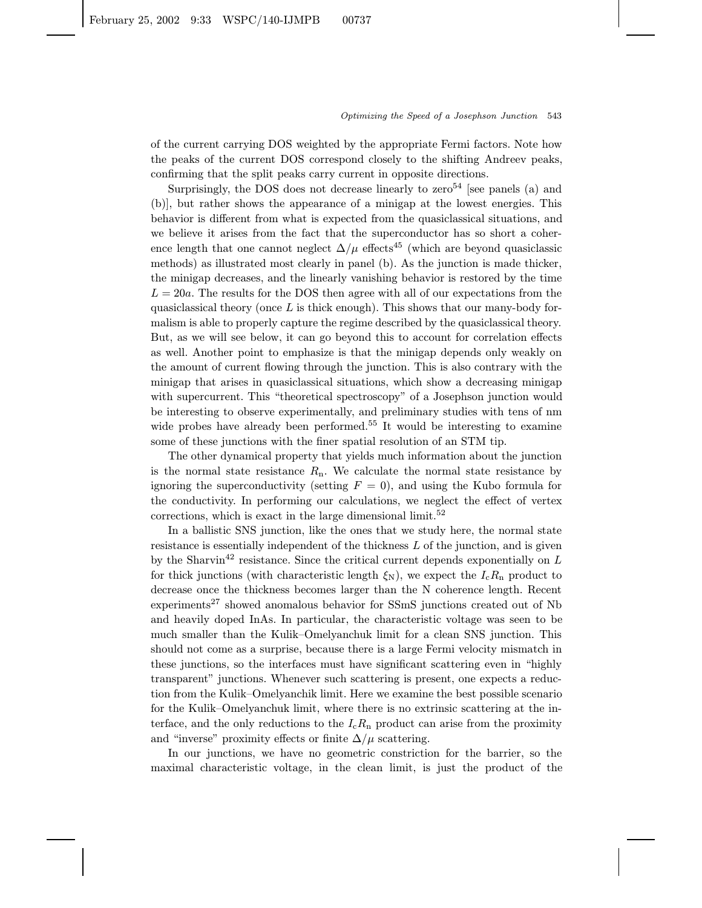of the current carrying DOS weighted by the appropriate Fermi factors. Note how the peaks of the current DOS correspond closely to the shifting Andreev peaks, confirming that the split peaks carry current in opposite directions.

Surprisingly, the DOS does not decrease linearly to zero[54] [see panels (a) and (b)], but rather shows the appearance of a minigap at the lowest energies. This behavior is different from what is expected from the quasiclassical situations, and we believe it arises from the fact that the superconductor has so short a coherence length that one cannot neglect $\Delta/\mu$ effects[45] (which are beyond quasiclassic methods) as illustrated most clearly in panel (b). As the junction is made thicker, the minigap decreases, and the linearly vanishing behavior is restored by the time $L = 20a$. The results for the DOS then agree with all of our expectations from the quasiclassical theory (once $L$ is thick enough). This shows that our many-body formalism is able to properly capture the regime described by the quasiclassical theory. But, as we will see below, it can go beyond this to account for correlation effects as well. Another point to emphasize is that the minigap depends only weakly on the amount of current flowing through the junction. This is also contrary with the minigap that arises in quasiclassical situations, which show a decreasing minigap with supercurrent. This "theoretical spectroscopy" of a Josephson junction would be interesting to observe experimentally, and preliminary studies with tens of nm wide probes have already been performed.[55] It would be interesting to examine some of these junctions with the finer spatial resolution of an STM tip.

The other dynamical property that yields much information about the junction is the normal state resistance $R_{\rm n}$. We calculate the normal state resistance by ignoring the superconductivity (setting $F = 0$), and using the Kubo formula for the conductivity. In performing our calculations, we neglect the effect of vertex corrections, which is exact in the large dimensional limit.[52]

In a ballistic SNS junction, like the ones that we study here, the normal state resistance is essentially independent of the thickness $L$ of the junction, and is given by the Sharvin[42] resistance. Since the critical current depends exponentially on $L$ for thick junctions (with characteristic length $\xi_{\rm N}$), we expect the $I_{\rm c}R_{\rm n}$ product to decrease once the thickness becomes larger than the N coherence length. Recent experiments[27] showed anomalous behavior for SSmS junctions created out of Nb and heavily doped InAs. In particular, the characteristic voltage was seen to be much smaller than the Kulik–Omelyanchuk limit for a clean SNS junction. This should not come as a surprise, because there is a large Fermi velocity mismatch in these junctions, so the interfaces must have significant scattering even in "highly transparent" junctions. Whenever such scattering is present, one expects a reduction from the Kulik–Omelyanchik limit. Here we examine the best possible scenario for the Kulik–Omelyanchuk limit, where there is no extrinsic scattering at the interface, and the only reductions to the $I_{\rm c}R_{\rm n}$ product can arise from the proximity and "inverse" proximity effects or finite $\Delta/\mu$ scattering.

In our junctions, we have no geometric constriction for the barrier, so the maximal characteristic voltage, in the clean limit, is just the product of the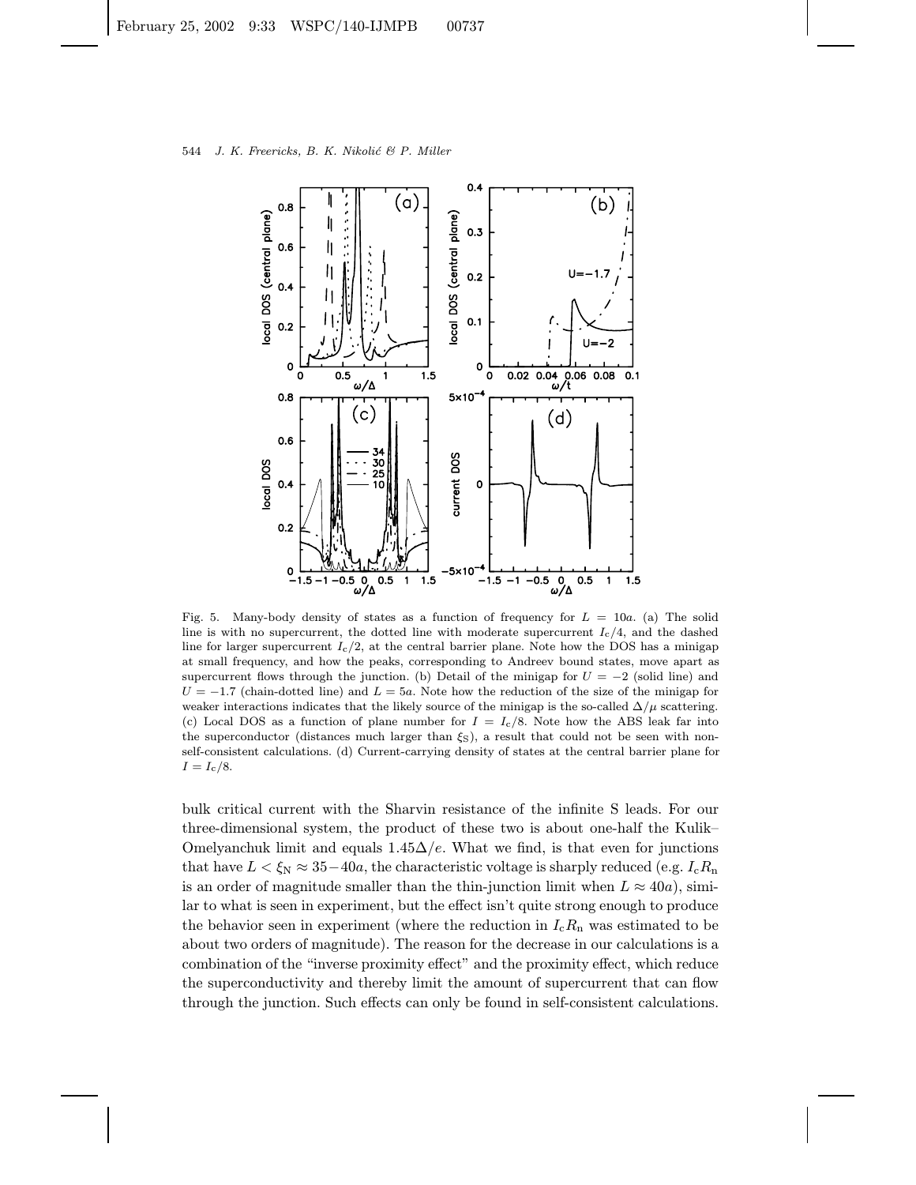Fig. 5. Many-body density of states as a function of frequency for $L = 10a$. (a) The solid line is with no supercurrent, the dotted line with moderate supercurrent $I_c/4$, and the dashed line for larger supercurrent $I_c/2$, at the central barrier plane. Note how the DOS has a minigap at small frequency, and how the peaks, corresponding to Andreev bound states, move apart as supercurrent flows through the junction. (b) Detail of the minigap for $U = -2$ (solid line) and $U = -1.7$ (chain-dotted line) and $L = 5a$. Note how the reduction of the size of the minigap for weaker interactions indicates that the likely source of the minigap is the so-called $\Delta/\mu$ scattering. (c) Local DOS as a function of plane number for $I = I_c/8$. Note how the ABS leak far into the superconductor (distances much larger than $\xi_S$), a result that could not be seen with non-self-consistent calculations. (d) Current-carrying density of states at the central barrier plane for $I = I_c/8$.

bulk critical current with the Sharvin resistance of the infinite S leads. For our three-dimensional system, the product of these two is about one-half the Kulik–Omelyanchuk limit and equals $1.45\Delta/e$. What we find, is that even for junctions that have $L < \xi_N \approx 35-40a$, the characteristic voltage is sharply reduced (e.g. $I_cR_n$ is an order of magnitude smaller than the thin-junction limit when $L \approx 40a$), similar to what is seen in experiment, but the effect isn't quite strong enough to produce the behavior seen in experiment (where the reduction in $I_cR_n$ was estimated to be about two orders of magnitude). The reason for the decrease in our calculations is a combination of the "inverse proximity effect" and the proximity effect, which reduce the superconductivity and thereby limit the amount of supercurrent that can flow through the junction. Such effects can only be found in self-consistent calculations.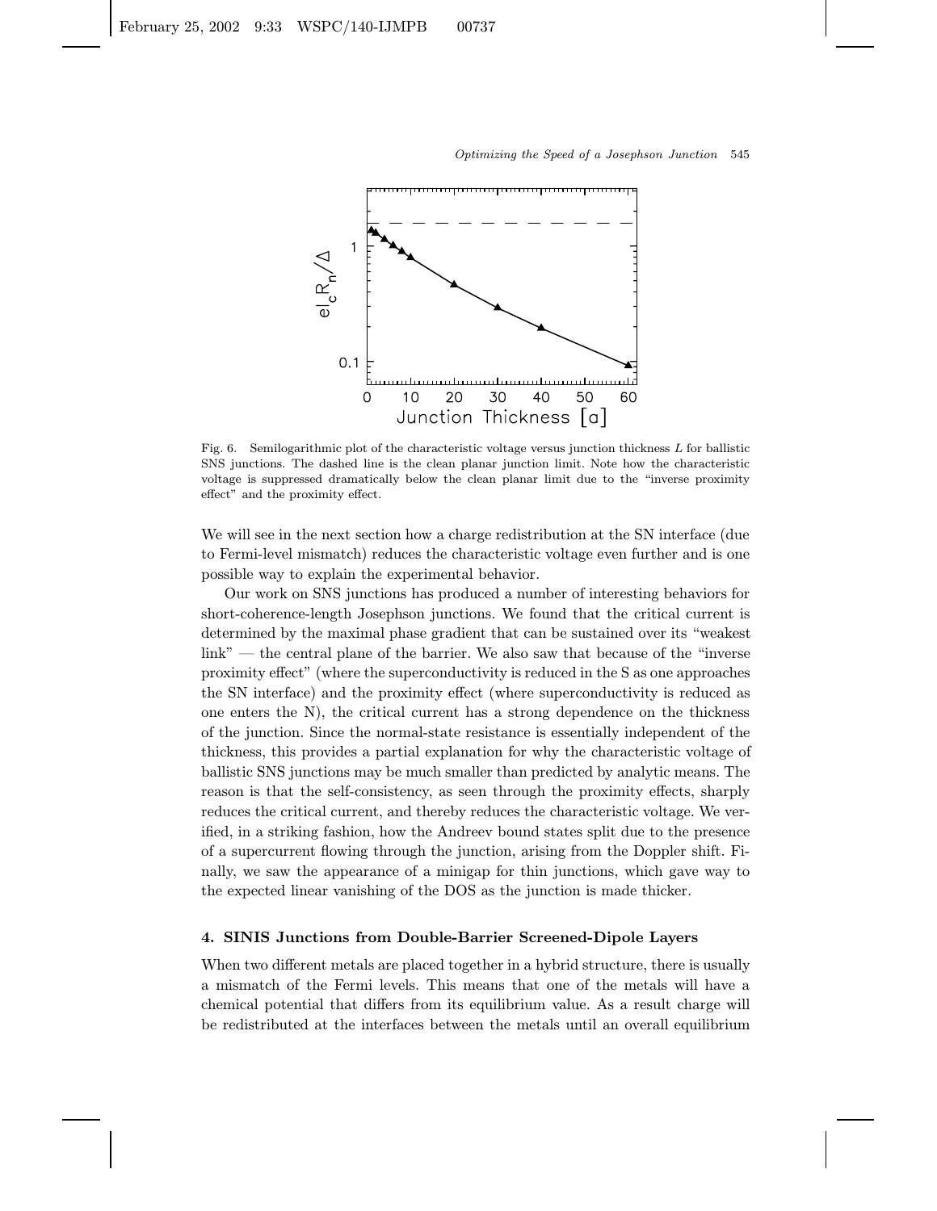$eI_cR_n/\Delta$

1

0.1

0 10 20 30 40 50 60

Junction Thickness [a]

Fig. 6. Semilogarithmic plot of the characteristic voltage versus junction thickness $L$ for ballistic SNS junctions. The dashed line is the clean planar junction limit. Note how the characteristic voltage is suppressed dramatically below the clean planar limit due to the "inverse proximity effect" and the proximity effect.

We will see in the next section how a charge redistribution at the SN interface (due to Fermi-level mismatch) reduces the characteristic voltage even further and is one possible way to explain the experimental behavior.

Our work on SNS junctions has produced a number of interesting behaviors for short-coherence-length Josephson junctions. We found that the critical current is determined by the maximal phase gradient that can be sustained over its "weakest link" — the central plane of the barrier. We also saw that because of the "inverse proximity effect" (where the superconductivity is reduced in the S as one approaches the SN interface) and the proximity effect (where superconductivity is reduced as one enters the N), the critical current has a strong dependence on the thickness of the junction. Since the normal-state resistance is essentially independent of the thickness, this provides a partial explanation for why the characteristic voltage of ballistic SNS junctions may be much smaller than predicted by analytic means. The reason is that the self-consistency, as seen through the proximity effects, sharply reduces the critical current, and thereby reduces the characteristic voltage. We verified, in a striking fashion, how the Andreev bound states split due to the presence of a supercurrent flowing through the junction, arising from the Doppler shift. Finally, we saw the appearance of a minigap for thin junctions, which gave way to the expected linear vanishing of the DOS as the junction is made thicker.

### 4. SINIS Junctions from Double-Barrier Screened-Dipole Layers

When two different metals are placed together in a hybrid structure, there is usually a mismatch of the Fermi levels. This means that one of the metals will have a chemical potential that differs from its equilibrium value. As a result charge will be redistributed at the interfaces between the metals until an overall equilibrium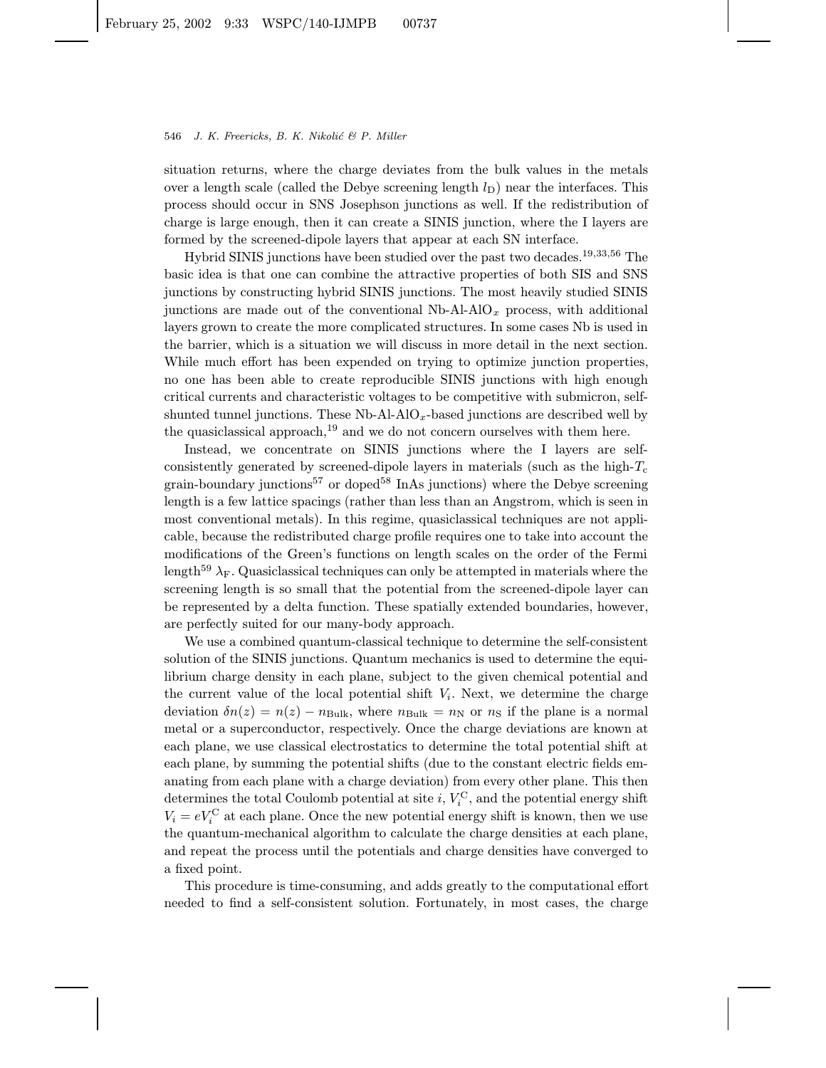situation returns, where the charge deviates from the bulk values in the metals over a length scale (called the Debye screening length $l_D$) near the interfaces. This process should occur in SNS Josephson junctions as well. If the redistribution of charge is large enough, then it can create a SINIS junction, where the I layers are formed by the screened-dipole layers that appear at each SN interface.

Hybrid SINIS junctions have been studied over the past two decades.[19,33,56] The basic idea is that one can combine the attractive properties of both SIS and SNS junctions by constructing hybrid SINIS junctions. The most heavily studied SINIS junctions are made out of the conventional Nb-Al-$AlO_x$ process, with additional layers grown to create the more complicated structures. In some cases Nb is used in the barrier, which is a situation we will discuss in more detail in the next section. While much effort has been expended on trying to optimize junction properties, no one has been able to create reproducible SINIS junctions with high enough critical currents and characteristic voltages to be competitive with submicron, self-shunted tunnel junctions. These Nb-Al-$AlO_x$-based junctions are described well by the quasiclassical approach,[19] and we do not concern ourselves with them here.

Instead, we concentrate on SINIS junctions where the I layers are self-consistently generated by screened-dipole layers in materials (such as the high-$T_c$ grain-boundary junctions[57] or doped[58] InAs junctions) where the Debye screening length is a few lattice spacings (rather than less than an Angstrom, which is seen in most conventional metals). In this regime, quasiclassical techniques are not applicable, because the redistributed charge profile requires one to take into account the modifications of the Green's functions on length scales on the order of the Fermi length[59] $\lambda_F$. Quasiclassical techniques can only be attempted in materials where the screening length is so small that the potential from the screened-dipole layer can be represented by a delta function. These spatially extended boundaries, however, are perfectly suited for our many-body approach.

We use a combined quantum-classical technique to determine the self-consistent solution of the SINIS junctions. Quantum mechanics is used to determine the equilibrium charge density in each plane, subject to the given chemical potential and the current value of the local potential shift $V_i$. Next, we determine the charge deviation $\delta n(z) = n(z) - n_{\text{Bulk}}$, where $n_{\text{Bulk}} = n_N$ or $n_S$ if the plane is a normal metal or a superconductor, respectively. Once the charge deviations are known at each plane, we use classical electrostatics to determine the total potential shift at each plane, by summing the potential shifts (due to the constant electric fields emanating from each plane with a charge deviation) from every other plane. This then determines the total Coulomb potential at site $i$, $V_i^C$, and the potential energy shift $V_i = eV_i^C$ at each plane. Once the new potential energy shift is known, then we use the quantum-mechanical algorithm to calculate the charge densities at each plane, and repeat the process until the potentials and charge densities have converged to a fixed point.

This procedure is time-consuming, and adds greatly to the computational effort needed to find a self-consistent solution. Fortunately, in most cases, the charge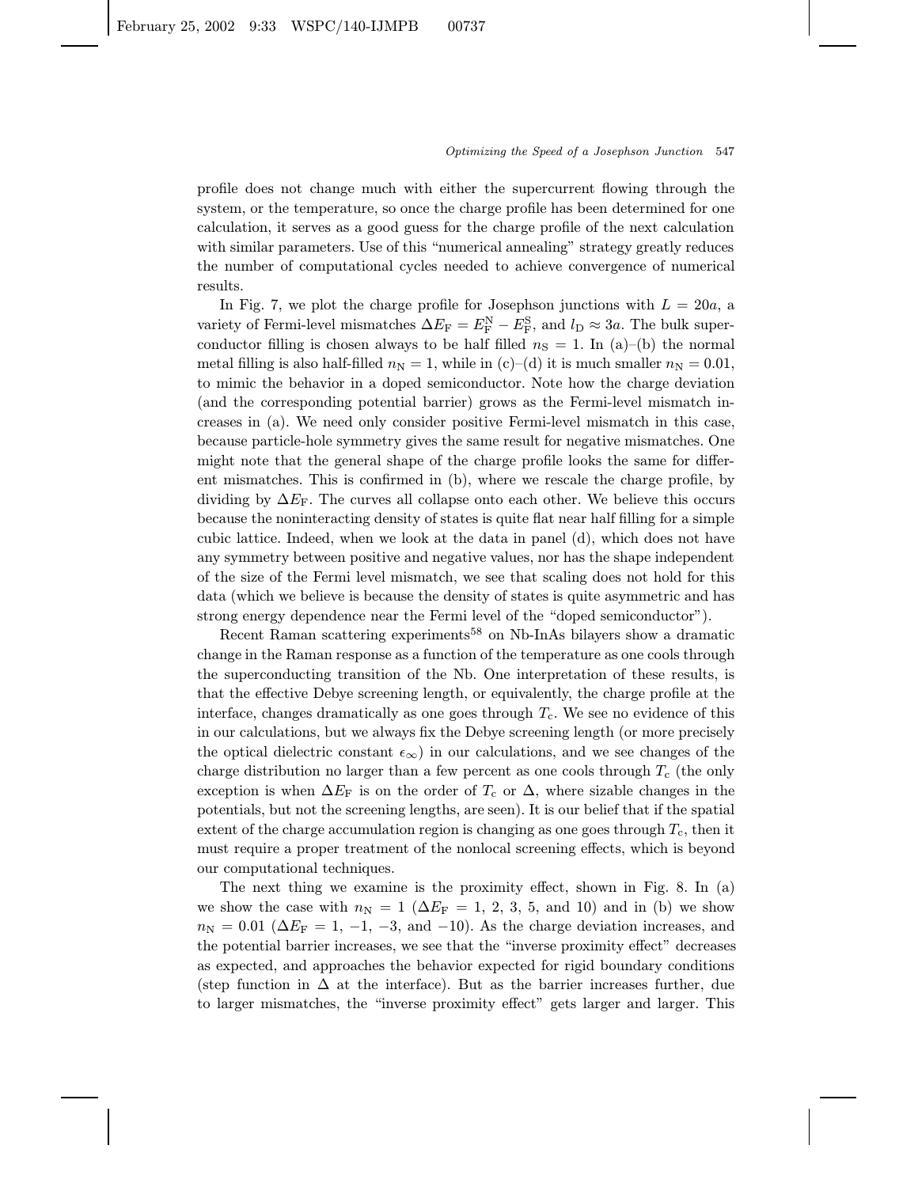profile does not change much with either the supercurrent flowing through the system, or the temperature, so once the charge profile has been determined for one calculation, it serves as a good guess for the charge profile of the next calculation with similar parameters. Use of this "numerical annealing" strategy greatly reduces the number of computational cycles needed to achieve convergence of numerical results.

In Fig. 7, we plot the charge profile for Josephson junctions with $L = 20a$, a variety of Fermi-level mismatches $\Delta E_{\rm F} = E_{\rm F}^{\rm N} - E_{\rm F}^{\rm S}$, and $l_{\rm D} \approx 3a$. The bulk superconductor filling is chosen always to be half filled $n_{\rm S} = 1$. In (a)–(b) the normal metal filling is also half-filled $n_{\rm N} = 1$, while in (c)–(d) it is much smaller $n_{\rm N} = 0.01$, to mimic the behavior in a doped semiconductor. Note how the charge deviation (and the corresponding potential barrier) grows as the Fermi-level mismatch increases in (a). We need only consider positive Fermi-level mismatch in this case, because particle-hole symmetry gives the same result for negative mismatches. One might note that the general shape of the charge profile looks the same for different mismatches. This is confirmed in (b), where we rescale the charge profile, by dividing by $\Delta E_{\rm F}$. The curves all collapse onto each other. We believe this occurs because the noninteracting density of states is quite flat near half filling for a simple cubic lattice. Indeed, when we look at the data in panel (d), which does not have any symmetry between positive and negative values, nor has the shape independent of the size of the Fermi level mismatch, we see that scaling does not hold for this data (which we believe is because the density of states is quite asymmetric and has strong energy dependence near the Fermi level of the "doped semiconductor").

Recent Raman scattering experiments[58] on Nb-InAs bilayers show a dramatic change in the Raman response as a function of the temperature as one cools through the superconducting transition of the Nb. One interpretation of these results, is that the effective Debye screening length, or equivalently, the charge profile at the interface, changes dramatically as one goes through $T_{\rm c}$. We see no evidence of this in our calculations, but we always fix the Debye screening length (or more precisely the optical dielectric constant $\epsilon_\infty$) in our calculations, and we see changes of the charge distribution no larger than a few percent as one cools through $T_{\rm c}$ (the only exception is when $\Delta E_{\rm F}$ is on the order of $T_{\rm c}$ or $\Delta$, where sizable changes in the potentials, but not the screening lengths, are seen). It is our belief that if the spatial extent of the charge accumulation region is changing as one goes through $T_{\rm c}$, then it must require a proper treatment of the nonlocal screening effects, which is beyond our computational techniques.

The next thing we examine is the proximity effect, shown in Fig. 8. In (a) we show the case with $n_{\rm N} = 1$ ($\Delta E_{\rm F} = 1$, 2, 3, 5, and 10) and in (b) we show $n_{\rm N} = 0.01$ ($\Delta E_{\rm F} = 1$, $-1$, $-3$, and $-10$). As the charge deviation increases, and the potential barrier increases, we see that the "inverse proximity effect" decreases as expected, and approaches the behavior expected for rigid boundary conditions (step function in $\Delta$ at the interface). But as the barrier increases further, due to larger mismatches, the "inverse proximity effect" gets larger and larger. This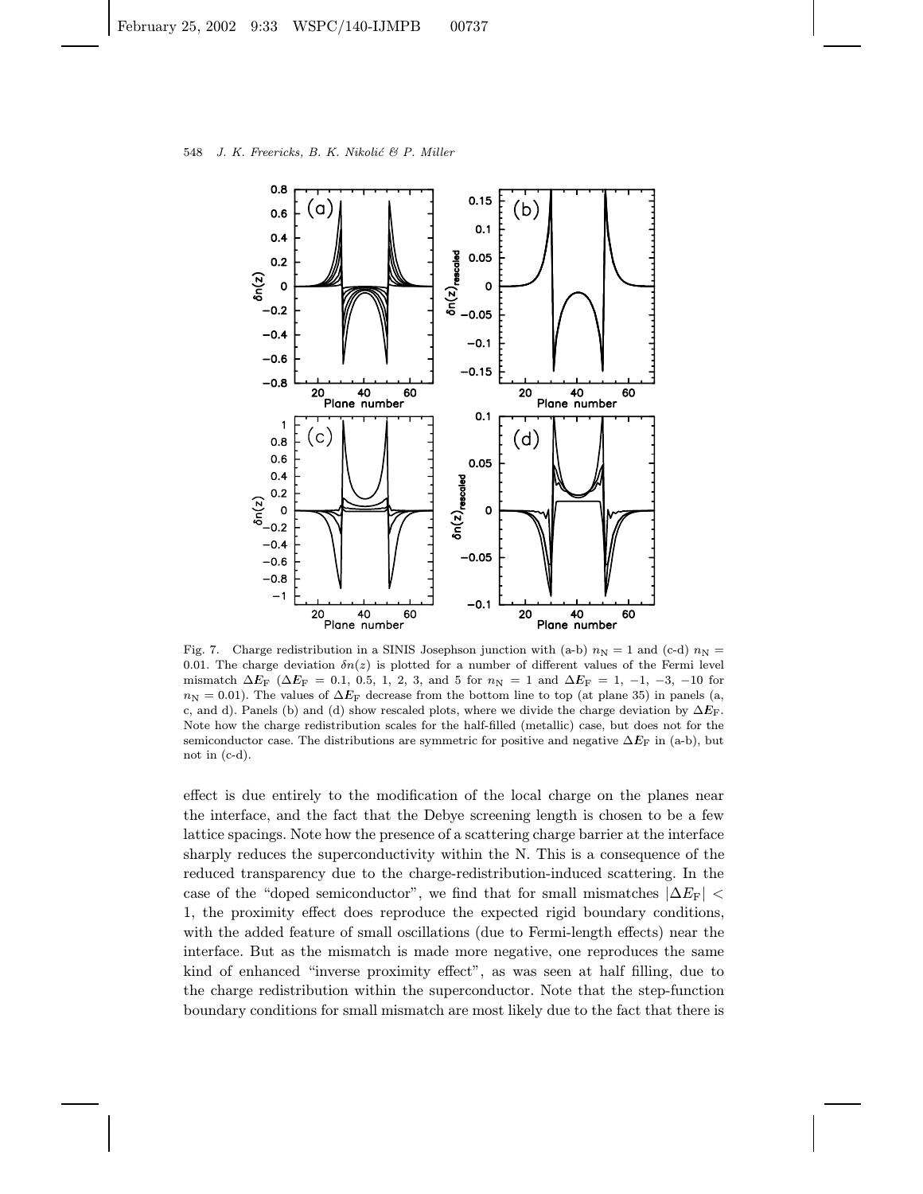Fig. 7. Charge redistribution in a SINIS Josephson junction with (a-b) $n_{\mathrm{N}} = 1$ and (c-d) $n_{\mathrm{N}} = 0.01$. The charge deviation $\delta n(z)$ is plotted for a number of different values of the Fermi level mismatch $\Delta E_{\mathrm{F}}$ ($\Delta E_{\mathrm{F}} = 0.1$, 0.5, 1, 2, 3, and 5 for $n_{\mathrm{N}} = 1$ and $\Delta E_{\mathrm{F}} = 1$, $-1$, $-3$, $-10$ for $n_{\mathrm{N}} = 0.01$). The values of $\Delta E_{\mathrm{F}}$ decrease from the bottom line to top (at plane 35) in panels (a, c, and d). Panels (b) and (d) show rescaled plots, where we divide the charge deviation by $\Delta E_{\mathrm{F}}$. Note how the charge redistribution scales for the half-filled (metallic) case, but does not for the semiconductor case. The distributions are symmetric for positive and negative $\Delta E_{\mathrm{F}}$ in (a-b), but not in (c-d).

effect is due entirely to the modification of the local charge on the planes near the interface, and the fact that the Debye screening length is chosen to be a few lattice spacings. Note how the presence of a scattering charge barrier at the interface sharply reduces the superconductivity within the N. This is a consequence of the reduced transparency due to the charge-redistribution-induced scattering. In the case of the "doped semiconductor", we find that for small mismatches $|\Delta E_{\mathrm{F}}| < 1$, the proximity effect does reproduce the expected rigid boundary conditions, with the added feature of small oscillations (due to Fermi-length effects) near the interface. But as the mismatch is made more negative, one reproduces the same kind of enhanced "inverse proximity effect", as was seen at half filling, due to the charge redistribution within the superconductor. Note that the step-function boundary conditions for small mismatch are most likely due to the fact that there is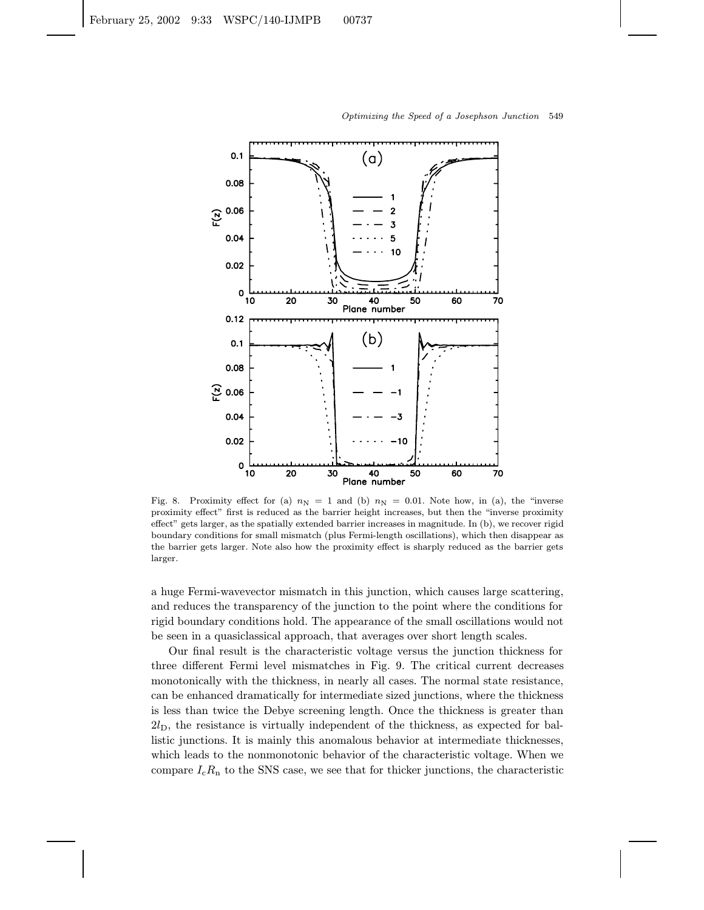Fig. 8. Proximity effect for (a) $n_{\rm N} = 1$ and (b) $n_{\rm N} = 0.01$. Note how, in (a), the "inverse proximity effect" first is reduced as the barrier height increases, but then the "inverse proximity effect" gets larger, as the spatially extended barrier increases in magnitude. In (b), we recover rigid boundary conditions for small mismatch (plus Fermi-length oscillations), which then disappear as the barrier gets larger. Note also how the proximity effect is sharply reduced as the barrier gets larger.

a huge Fermi-wavevector mismatch in this junction, which causes large scattering, and reduces the transparency of the junction to the point where the conditions for rigid boundary conditions hold. The appearance of the small oscillations would not be seen in a quasiclassical approach, that averages over short length scales.

Our final result is the characteristic voltage versus the junction thickness for three different Fermi level mismatches in Fig. 9. The critical current decreases monotonically with the thickness, in nearly all cases. The normal state resistance, can be enhanced dramatically for intermediate sized junctions, where the thickness is less than twice the Debye screening length. Once the thickness is greater than $2l_{\rm D}$, the resistance is virtually independent of the thickness, as expected for ballistic junctions. It is mainly this anomalous behavior at intermediate thicknesses, which leads to the nonmonotonic behavior of the characteristic voltage. When we compare $I_{\rm c}R_{\rm n}$ to the SNS case, we see that for thicker junctions, the characteristic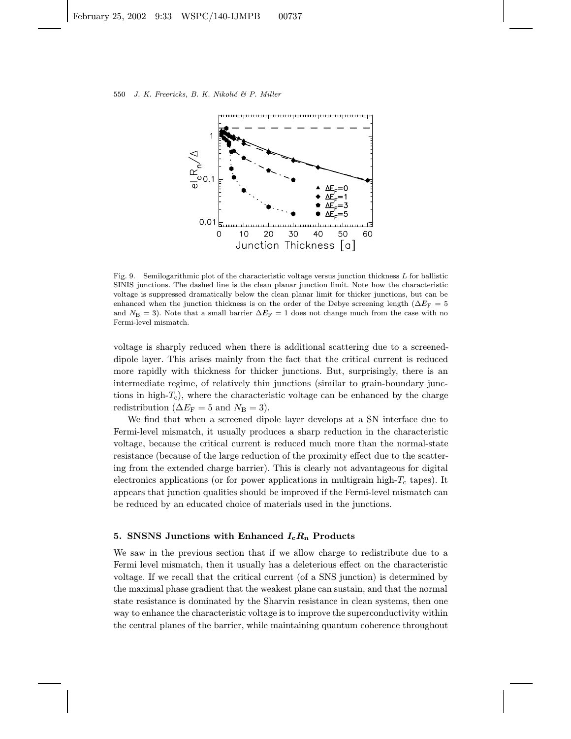Fig. 9. Semilogarithmic plot of the characteristic voltage versus junction thickness $L$ for ballistic SINIS junctions. The dashed line is the clean planar junction limit. Note how the characteristic voltage is suppressed dramatically below the clean planar limit for thicker junctions, but can be enhanced when the junction thickness is on the order of the Debye screening length ($\Delta E_F = 5$ and $N_B = 3$). Note that a small barrier $\Delta E_F = 1$ does not change much from the case with no Fermi-level mismatch.

voltage is sharply reduced when there is additional scattering due to a screened-dipole layer. This arises mainly from the fact that the critical current is reduced more rapidly with thickness for thicker junctions. But, surprisingly, there is an intermediate regime, of relatively thin junctions (similar to grain-boundary junctions in high-$T_c$), where the characteristic voltage can be enhanced by the charge redistribution ($\Delta E_F = 5$ and $N_B = 3$).

We find that when a screened dipole layer develops at a SN interface due to Fermi-level mismatch, it usually produces a sharp reduction in the characteristic voltage, because the critical current is reduced much more than the normal-state resistance (because of the large reduction of the proximity effect due to the scattering from the extended charge barrier). This is clearly not advantageous for digital electronics applications (or for power applications in multigrain high-$T_c$ tapes). It appears that junction qualities should be improved if the Fermi-level mismatch can be reduced by an educated choice of materials used in the junctions.

## 5. SNSNS Junctions with Enhanced $I_c R_n$ Products

We saw in the previous section that if we allow charge to redistribute due to a Fermi level mismatch, then it usually has a deleterious effect on the characteristic voltage. If we recall that the critical current (of a SNS junction) is determined by the maximal phase gradient that the weakest plane can sustain, and that the normal state resistance is dominated by the Sharvin resistance in clean systems, then one way to enhance the characteristic voltage is to improve the superconductivity within the central planes of the barrier, while maintaining quantum coherence throughout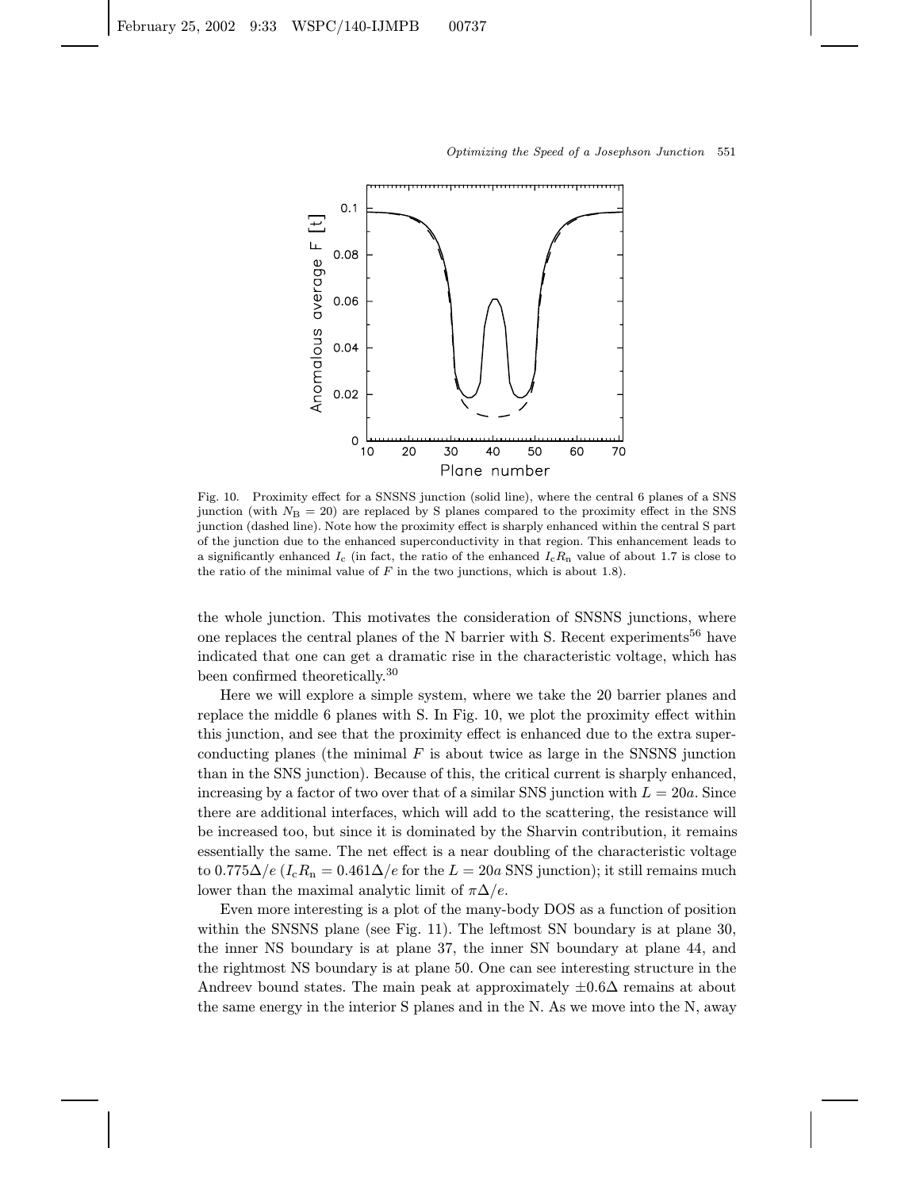Fig. 10. Proximity effect for a SNSNS junction (solid line), where the central 6 planes of a SNS junction (with $N_{\rm B} = 20$) are replaced by S planes compared to the proximity effect in the SNS junction (dashed line). Note how the proximity effect is sharply enhanced within the central S part of the junction due to the enhanced superconductivity in that region. This enhancement leads to a significantly enhanced $I_{\rm c}$ (in fact, the ratio of the enhanced $I_{\rm c}R_{\rm n}$ value of about 1.7 is close to the ratio of the minimal value of $F$ in the two junctions, which is about 1.8).

the whole junction. This motivates the consideration of SNSNS junctions, where one replaces the central planes of the N barrier with S. Recent experiments[56] have indicated that one can get a dramatic rise in the characteristic voltage, which has been confirmed theoretically.[30]

Here we will explore a simple system, where we take the 20 barrier planes and replace the middle 6 planes with S. In Fig. 10, we plot the proximity effect within this junction, and see that the proximity effect is enhanced due to the extra superconducting planes (the minimal $F$ is about twice as large in the SNSNS junction than in the SNS junction). Because of this, the critical current is sharply enhanced, increasing by a factor of two over that of a similar SNS junction with $L = 20a$. Since there are additional interfaces, which will add to the scattering, the resistance will be increased too, but since it is dominated by the Sharvin contribution, it remains essentially the same. The net effect is a near doubling of the characteristic voltage to $0.775\Delta/e$ ($I_{\rm c}R_{\rm n} = 0.461\Delta/e$ for the $L = 20a$ SNS junction); it still remains much lower than the maximal analytic limit of $\pi\Delta/e$.

Even more interesting is a plot of the many-body DOS as a function of position within the SNSNS plane (see Fig. 11). The leftmost SN boundary is at plane 30, the inner NS boundary is at plane 37, the inner SN boundary at plane 44, and the rightmost NS boundary is at plane 50. One can see interesting structure in the Andreev bound states. The main peak at approximately $\pm 0.6\Delta$ remains at about the same energy in the interior S planes and in the N. As we move into the N, away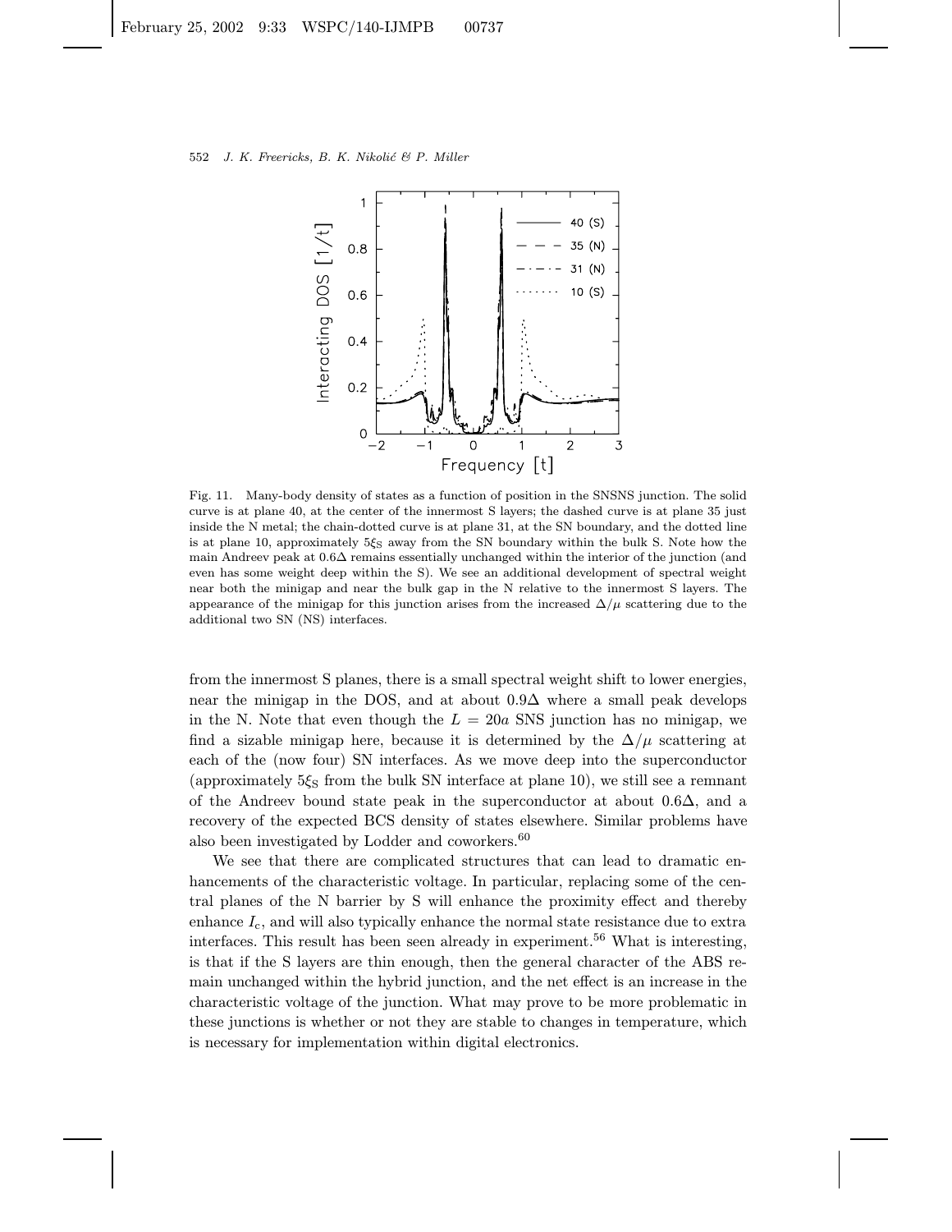Fig. 11. Many-body density of states as a function of position in the SNSNS junction. The solid curve is at plane 40, at the center of the innermost S layers; the dashed curve is at plane 35 just inside the N metal; the chain-dotted curve is at plane 31, at the SN boundary, and the dotted line is at plane 10, approximately $5\xi_S$ away from the SN boundary within the bulk S. Note how the main Andreev peak at $0.6\Delta$ remains essentially unchanged within the interior of the junction (and even has some weight deep within the S). We see an additional development of spectral weight near both the minigap and near the bulk gap in the N relative to the innermost S layers. The appearance of the minigap for this junction arises from the increased $\Delta/\mu$ scattering due to the additional two SN (NS) interfaces.

from the innermost S planes, there is a small spectral weight shift to lower energies, near the minigap in the DOS, and at about $0.9\Delta$ where a small peak develops in the N. Note that even though the $L = 20a$ SNS junction has no minigap, we find a sizable minigap here, because it is determined by the $\Delta/\mu$ scattering at each of the (now four) SN interfaces. As we move deep into the superconductor (approximately $5\xi_S$ from the bulk SN interface at plane 10), we still see a remnant of the Andreev bound state peak in the superconductor at about $0.6\Delta$, and a recovery of the expected BCS density of states elsewhere. Similar problems have also been investigated by Lodder and coworkers.[60]

We see that there are complicated structures that can lead to dramatic enhancements of the characteristic voltage. In particular, replacing some of the central planes of the N barrier by S will enhance the proximity effect and thereby enhance $I_c$, and will also typically enhance the normal state resistance due to extra interfaces. This result has been seen already in experiment.[56] What is interesting, is that if the S layers are thin enough, then the general character of the ABS remain unchanged within the hybrid junction, and the net effect is an increase in the characteristic voltage of the junction. What may prove to be more problematic in these junctions is whether or not they are stable to changes in temperature, which is necessary for implementation within digital electronics.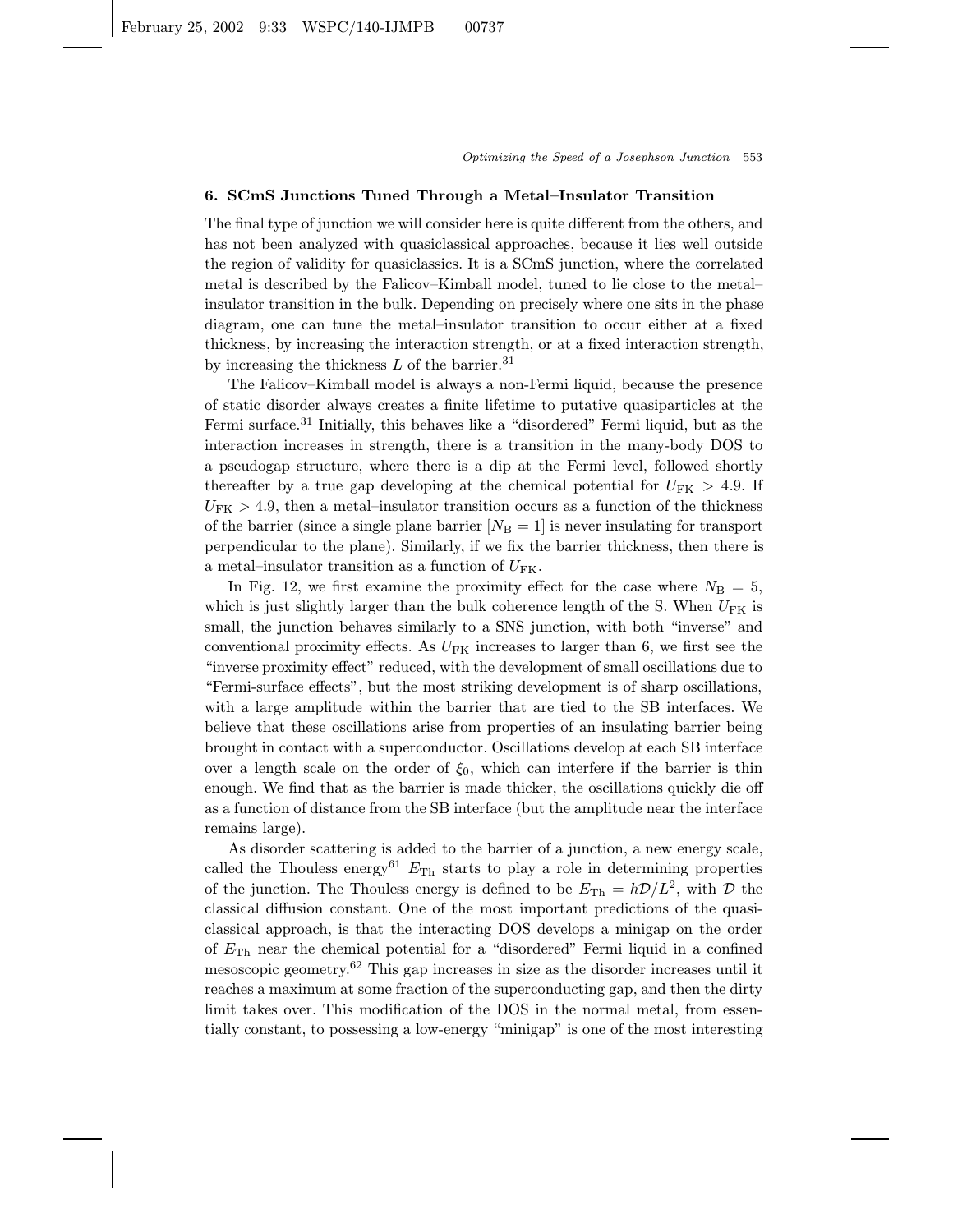## 6. SCmS Junctions Tuned Through a Metal–Insulator Transition

The final type of junction we will consider here is quite different from the others, and has not been analyzed with quasiclassical approaches, because it lies well outside the region of validity for quasiclassics. It is a SCmS junction, where the correlated metal is described by the Falicov–Kimball model, tuned to lie close to the metal–insulator transition in the bulk. Depending on precisely where one sits in the phase diagram, one can tune the metal–insulator transition to occur either at a fixed thickness, by increasing the interaction strength, or at a fixed interaction strength, by increasing the thickness $L$ of the barrier.[31]

The Falicov–Kimball model is always a non-Fermi liquid, because the presence of static disorder always creates a finite lifetime to putative quasiparticles at the Fermi surface.[31] Initially, this behaves like a "disordered" Fermi liquid, but as the interaction increases in strength, there is a transition in the many-body DOS to a pseudogap structure, where there is a dip at the Fermi level, followed shortly thereafter by a true gap developing at the chemical potential for $U_{\rm FK} > 4.9$. If $U_{\rm FK} > 4.9$, then a metal–insulator transition occurs as a function of the thickness of the barrier (since a single plane barrier [$N_{\rm B} = 1$] is never insulating for transport perpendicular to the plane). Similarly, if we fix the barrier thickness, then there is a metal–insulator transition as a function of $U_{\rm FK}$.

In Fig. 12, we first examine the proximity effect for the case where $N_{\rm B} = 5$, which is just slightly larger than the bulk coherence length of the S. When $U_{\rm FK}$ is small, the junction behaves similarly to a SNS junction, with both "inverse" and conventional proximity effects. As $U_{\rm FK}$ increases to larger than 6, we first see the "inverse proximity effect" reduced, with the development of small oscillations due to "Fermi-surface effects", but the most striking development is of sharp oscillations, with a large amplitude within the barrier that are tied to the SB interfaces. We believe that these oscillations arise from properties of an insulating barrier being brought in contact with a superconductor. Oscillations develop at each SB interface over a length scale on the order of $\xi_0$, which can interfere if the barrier is thin enough. We find that as the barrier is made thicker, the oscillations quickly die off as a function of distance from the SB interface (but the amplitude near the interface remains large).

As disorder scattering is added to the barrier of a junction, a new energy scale, called the Thouless energy[61] $E_{\rm Th}$ starts to play a role in determining properties of the junction. The Thouless energy is defined to be $E_{\rm Th} = \hbar\mathcal{D}/L^2$, with $\mathcal{D}$ the classical diffusion constant. One of the most important predictions of the quasiclassical approach, is that the interacting DOS develops a minigap on the order of $E_{\rm Th}$ near the chemical potential for a "disordered" Fermi liquid in a confined mesoscopic geometry.[62] This gap increases in size as the disorder increases until it reaches a maximum at some fraction of the superconducting gap, and then the dirty limit takes over. This modification of the DOS in the normal metal, from essentially constant, to possessing a low-energy "minigap" is one of the most interesting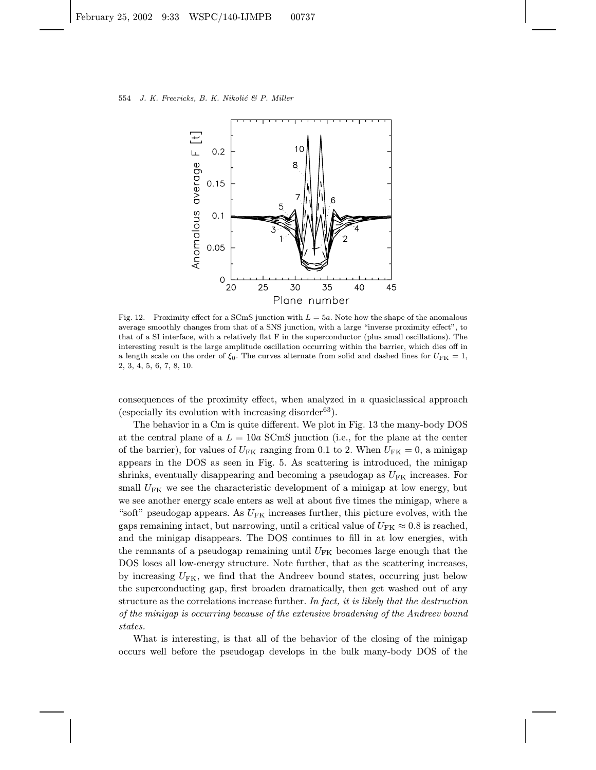Fig. 12. Proximity effect for a SCmS junction with $L = 5a$. Note how the shape of the anomalous average smoothly changes from that of a SNS junction, with a large "inverse proximity effect", to that of a SI interface, with a relatively flat F in the superconductor (plus small oscillations). The interesting result is the large amplitude oscillation occurring within the barrier, which dies off in a length scale on the order of $\xi_0$. The curves alternate from solid and dashed lines for $U_{\rm FK} = 1$, 2, 3, 4, 5, 6, 7, 8, 10.

consequences of the proximity effect, when analyzed in a quasiclassical approach (especially its evolution with increasing disorder[63]).

The behavior in a Cm is quite different. We plot in Fig. 13 the many-body DOS at the central plane of a $L = 10a$ SCmS junction (i.e., for the plane at the center of the barrier), for values of $U_{\rm FK}$ ranging from 0.1 to 2. When $U_{\rm FK} = 0$, a minigap appears in the DOS as seen in Fig. 5. As scattering is introduced, the minigap shrinks, eventually disappearing and becoming a pseudogap as $U_{\rm FK}$ increases. For small $U_{\rm FK}$ we see the characteristic development of a minigap at low energy, but we see another energy scale enters as well at about five times the minigap, where a "soft" pseudogap appears. As $U_{\rm FK}$ increases further, this picture evolves, with the gaps remaining intact, but narrowing, until a critical value of $U_{\rm FK} \approx 0.8$ is reached, and the minigap disappears. The DOS continues to fill in at low energies, with the remnants of a pseudogap remaining until $U_{\rm FK}$ becomes large enough that the DOS loses all low-energy structure. Note further, that as the scattering increases, by increasing $U_{\rm FK}$, we find that the Andreev bound states, occurring just below the superconducting gap, first broaden dramatically, then get washed out of any structure as the correlations increase further. *In fact, it is likely that the destruction of the minigap is occurring because of the extensive broadening of the Andreev bound states.*

What is interesting, is that all of the behavior of the closing of the minigap occurs well before the pseudogap develops in the bulk many-body DOS of the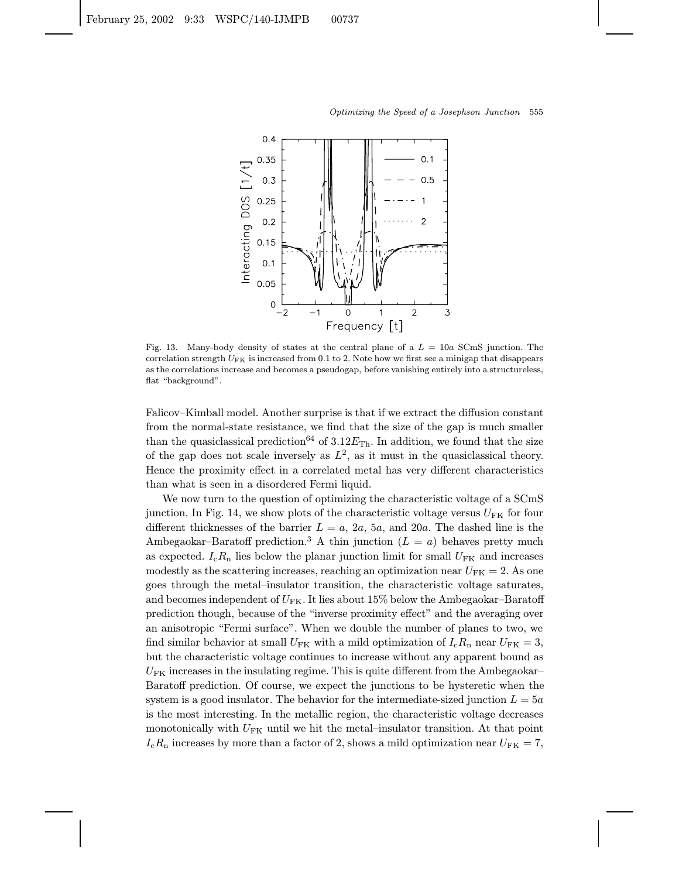Fig. 13. Many-body density of states at the central plane of a $L = 10a$ SCmS junction. The correlation strength $U_{\rm FK}$ is increased from 0.1 to 2. Note how we first see a minigap that disappears as the correlations increase and becomes a pseudogap, before vanishing entirely into a structureless, flat "background".

Falicov–Kimball model. Another surprise is that if we extract the diffusion constant from the normal-state resistance, we find that the size of the gap is much smaller than the quasiclassical prediction[64] of $3.12E_{\rm Th}$. In addition, we found that the size of the gap does not scale inversely as $L^2$, as it must in the quasiclassical theory. Hence the proximity effect in a correlated metal has very different characteristics than what is seen in a disordered Fermi liquid.

We now turn to the question of optimizing the characteristic voltage of a SCmS junction. In Fig. 14, we show plots of the characteristic voltage versus $U_{\rm FK}$ for four different thicknesses of the barrier $L = a$, $2a$, $5a$, and $20a$. The dashed line is the Ambegaokar–Baratoff prediction.[3] A thin junction ($L = a$) behaves pretty much as expected. $I_{\rm c}R_{\rm n}$ lies below the planar junction limit for small $U_{\rm FK}$ and increases modestly as the scattering increases, reaching an optimization near $U_{\rm FK} = 2$. As one goes through the metal–insulator transition, the characteristic voltage saturates, and becomes independent of $U_{\rm FK}$. It lies about 15% below the Ambegaokar–Baratoff prediction though, because of the "inverse proximity effect" and the averaging over an anisotropic "Fermi surface". When we double the number of planes to two, we find similar behavior at small $U_{\rm FK}$ with a mild optimization of $I_{\rm c}R_{\rm n}$ near $U_{\rm FK} = 3$, but the characteristic voltage continues to increase without any apparent bound as $U_{\rm FK}$ increases in the insulating regime. This is quite different from the Ambegaokar–Baratoff prediction. Of course, we expect the junctions to be hysteretic when the system is a good insulator. The behavior for the intermediate-sized junction $L = 5a$ is the most interesting. In the metallic region, the characteristic voltage decreases monotonically with $U_{\rm FK}$ until we hit the metal–insulator transition. At that point $I_{\rm c}R_{\rm n}$ increases by more than a factor of 2, shows a mild optimization near $U_{\rm FK} = 7$,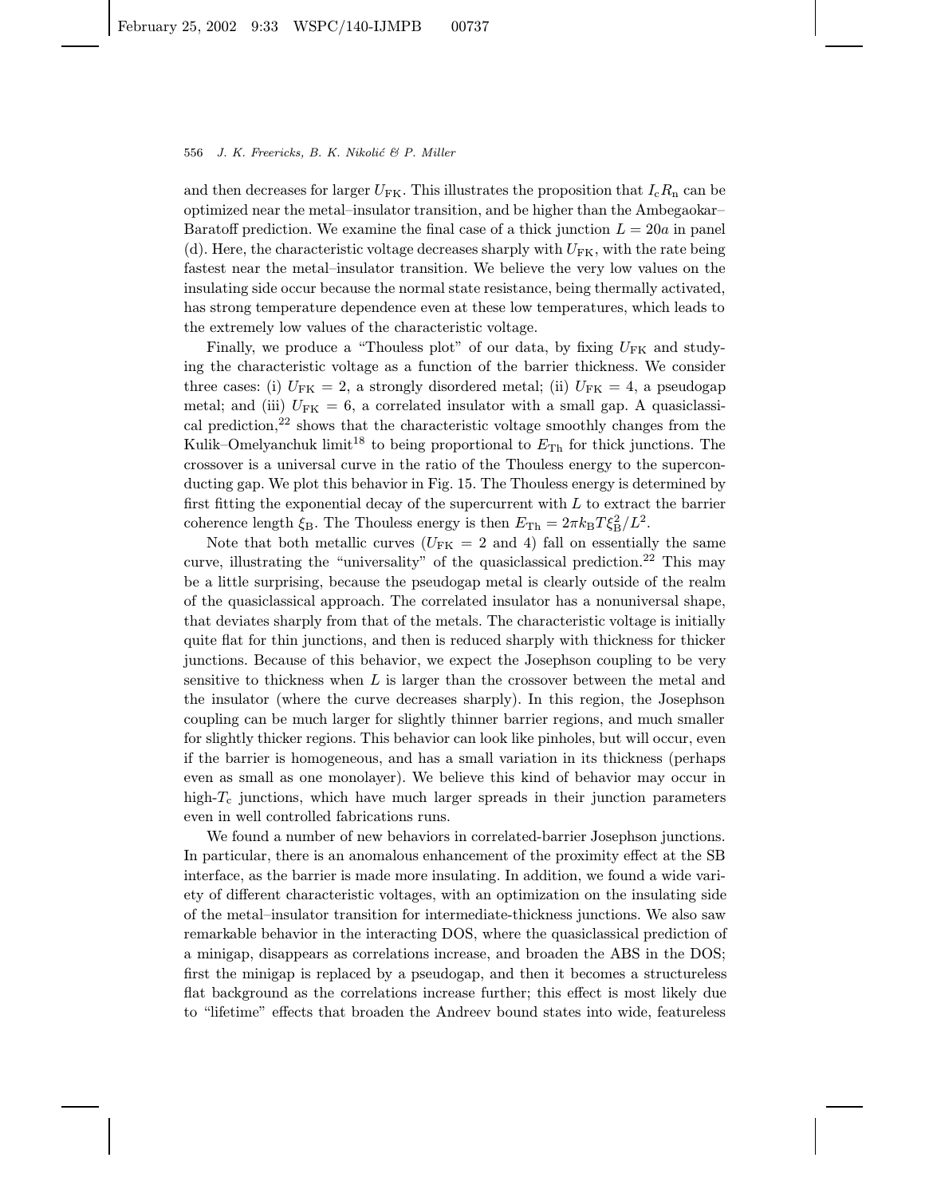and then decreases for larger $U_{\rm FK}$. This illustrates the proposition that $I_c R_n$ can be optimized near the metal–insulator transition, and be higher than the Ambegaokar–Baratoff prediction. We examine the final case of a thick junction $L = 20a$ in panel (d). Here, the characteristic voltage decreases sharply with $U_{\rm FK}$, with the rate being fastest near the metal–insulator transition. We believe the very low values on the insulating side occur because the normal state resistance, being thermally activated, has strong temperature dependence even at these low temperatures, which leads to the extremely low values of the characteristic voltage.

Finally, we produce a "Thouless plot" of our data, by fixing $U_{\rm FK}$ and studying the characteristic voltage as a function of the barrier thickness. We consider three cases: (i) $U_{\rm FK} = 2$, a strongly disordered metal; (ii) $U_{\rm FK} = 4$, a pseudogap metal; and (iii) $U_{\rm FK} = 6$, a correlated insulator with a small gap. A quasiclassical prediction,[22] shows that the characteristic voltage smoothly changes from the Kulik–Omelyanchuk limit[18] to being proportional to $E_{\rm Th}$ for thick junctions. The crossover is a universal curve in the ratio of the Thouless energy to the superconducting gap. We plot this behavior in Fig. 15. The Thouless energy is determined by first fitting the exponential decay of the supercurrent with $L$ to extract the barrier coherence length $\xi_{\rm B}$. The Thouless energy is then $E_{\rm Th} = 2\pi k_{\rm B} T \xi_{\rm B}^2 / L^2$.

Note that both metallic curves ($U_{\rm FK} = 2$ and 4) fall on essentially the same curve, illustrating the "universality" of the quasiclassical prediction.[22] This may be a little surprising, because the pseudogap metal is clearly outside of the realm of the quasiclassical approach. The correlated insulator has a nonuniversal shape, that deviates sharply from that of the metals. The characteristic voltage is initially quite flat for thin junctions, and then is reduced sharply with thickness for thicker junctions. Because of this behavior, we expect the Josephson coupling to be very sensitive to thickness when $L$ is larger than the crossover between the metal and the insulator (where the curve decreases sharply). In this region, the Josephson coupling can be much larger for slightly thinner barrier regions, and much smaller for slightly thicker regions. This behavior can look like pinholes, but will occur, even if the barrier is homogeneous, and has a small variation in its thickness (perhaps even as small as one monolayer). We believe this kind of behavior may occur in high-$T_c$ junctions, which have much larger spreads in their junction parameters even in well controlled fabrications runs.

We found a number of new behaviors in correlated-barrier Josephson junctions. In particular, there is an anomalous enhancement of the proximity effect at the SB interface, as the barrier is made more insulating. In addition, we found a wide variety of different characteristic voltages, with an optimization on the insulating side of the metal–insulator transition for intermediate-thickness junctions. We also saw remarkable behavior in the interacting DOS, where the quasiclassical prediction of a minigap, disappears as correlations increase, and broaden the ABS in the DOS; first the minigap is replaced by a pseudogap, and then it becomes a structureless flat background as the correlations increase further; this effect is most likely due to "lifetime" effects that broaden the Andreev bound states into wide, featureless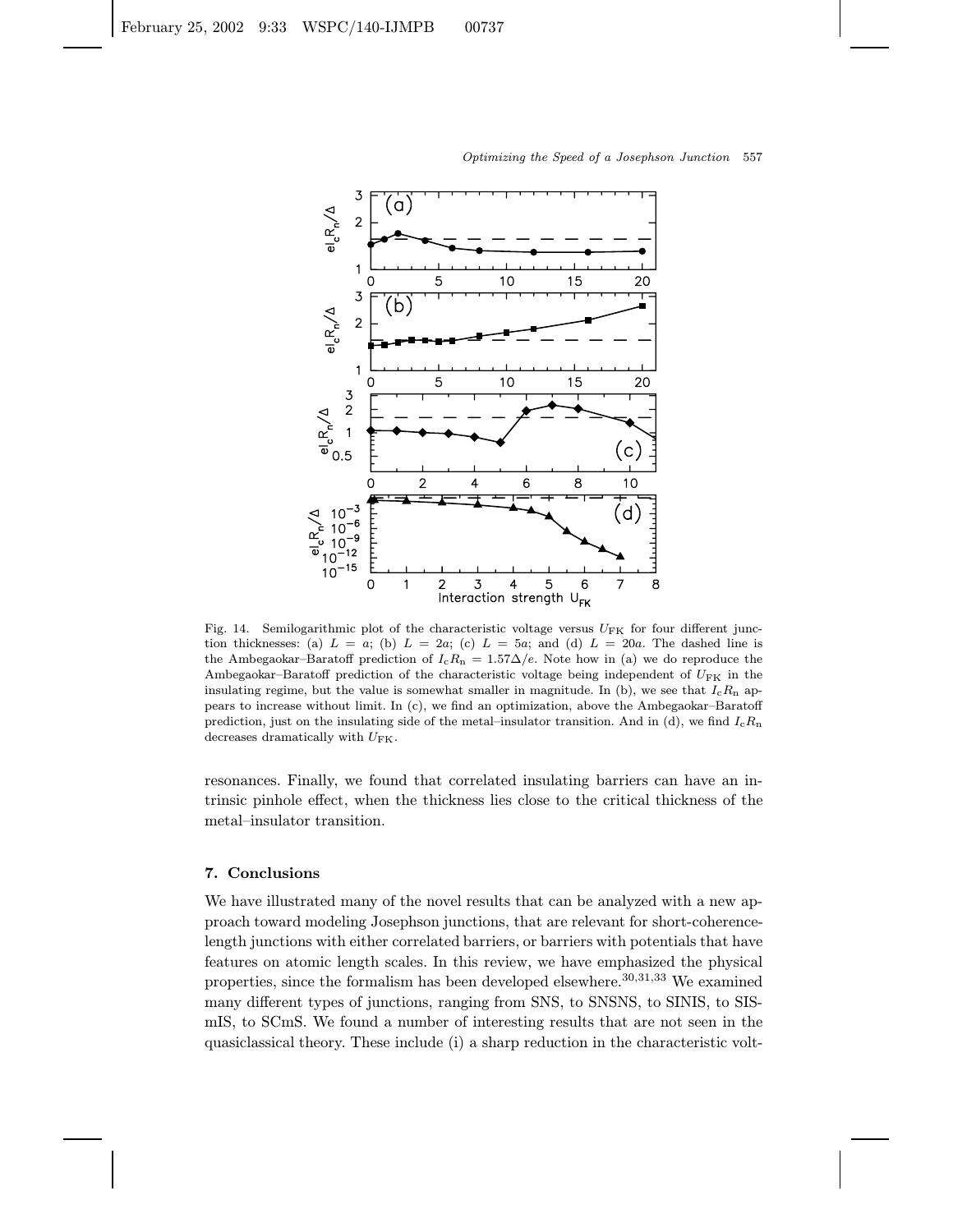Fig. 14. Semilogarithmic plot of the characteristic voltage versus $U_{\rm FK}$ for four different junction thicknesses: (a) $L = a$; (b) $L = 2a$; (c) $L = 5a$; and (d) $L = 20a$. The dashed line is the Ambegaokar–Baratoff prediction of $I_{\rm c}R_{\rm n} = 1.57\Delta/e$. Note how in (a) we do reproduce the Ambegaokar–Baratoff prediction of the characteristic voltage being independent of $U_{\rm FK}$ in the insulating regime, but the value is somewhat smaller in magnitude. In (b), we see that $I_{\rm c}R_{\rm n}$ appears to increase without limit. In (c), we find an optimization, above the Ambegaokar–Baratoff prediction, just on the insulating side of the metal–insulator transition. And in (d), we find $I_{\rm c}R_{\rm n}$ decreases dramatically with $U_{\rm FK}$.

resonances. Finally, we found that correlated insulating barriers can have an intrinsic pinhole effect, when the thickness lies close to the critical thickness of the metal–insulator transition.

## 7. Conclusions

We have illustrated many of the novel results that can be analyzed with a new approach toward modeling Josephson junctions, that are relevant for short-coherence-length junctions with either correlated barriers, or barriers with potentials that have features on atomic length scales. In this review, we have emphasized the physical properties, since the formalism has been developed elsewhere.[30,31,33] We examined many different types of junctions, ranging from SNS, to SNSNS, to SINIS, to SISmIS, to SCmS. We found a number of interesting results that are not seen in the quasiclassical theory. These include (i) a sharp reduction in the characteristic volt-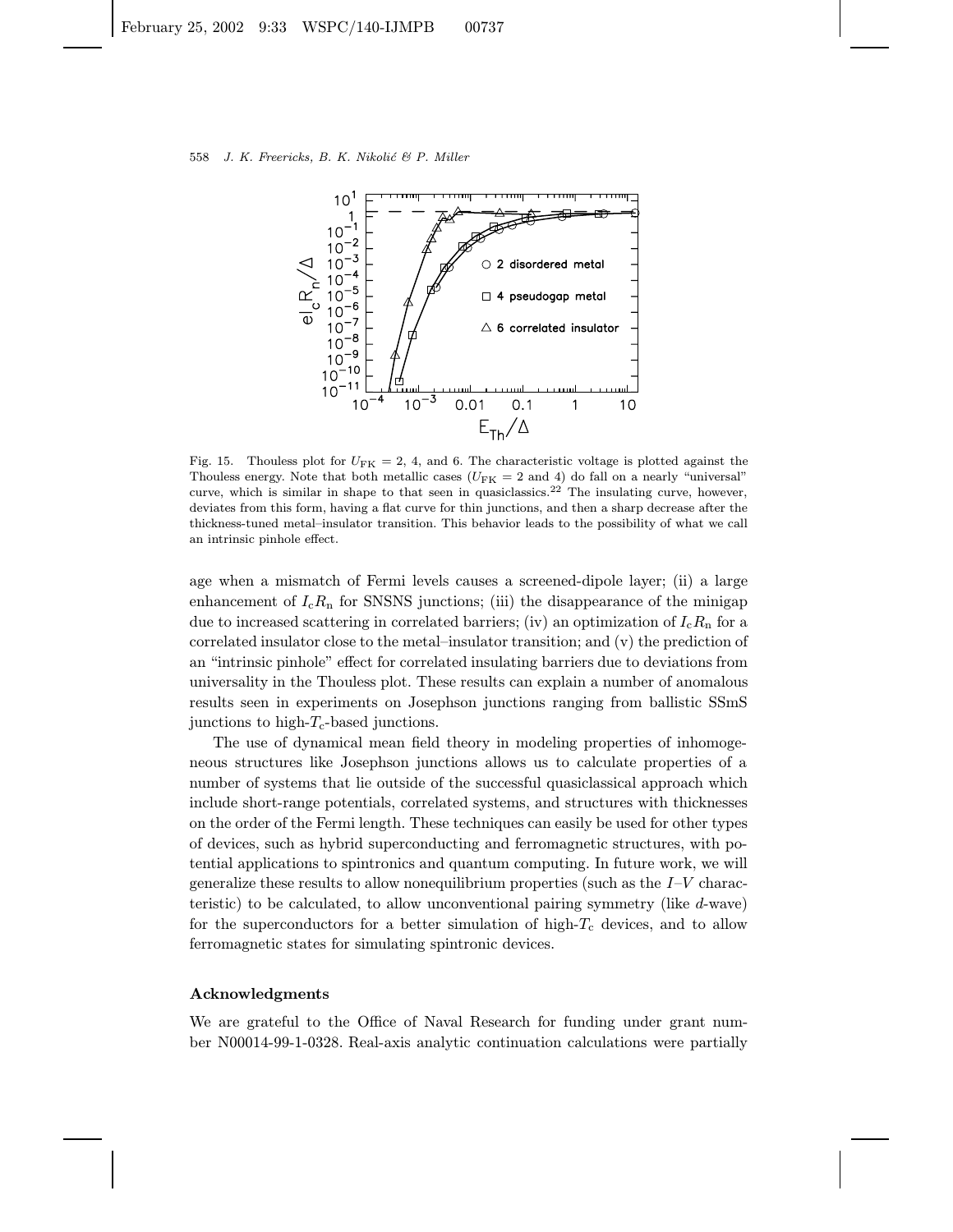Fig. 15. Thouless plot for $U_{\rm FK} = 2$, 4, and 6. The characteristic voltage is plotted against the Thouless energy. Note that both metallic cases ($U_{\rm FK} = 2$ and 4) do fall on a nearly "universal" curve, which is similar in shape to that seen in quasiclassics.[22] The insulating curve, however, deviates from this form, having a flat curve for thin junctions, and then a sharp decrease after the thickness-tuned metal–insulator transition. This behavior leads to the possibility of what we call an intrinsic pinhole effect.

age when a mismatch of Fermi levels causes a screened-dipole layer; (ii) a large enhancement of $I_{\rm c}R_{\rm n}$ for SNSNS junctions; (iii) the disappearance of the minigap due to increased scattering in correlated barriers; (iv) an optimization of $I_{\rm c}R_{\rm n}$ for a correlated insulator close to the metal–insulator transition; and (v) the prediction of an "intrinsic pinhole" effect for correlated insulating barriers due to deviations from universality in the Thouless plot. These results can explain a number of anomalous results seen in experiments on Josephson junctions ranging from ballistic SSmS junctions to high-$T_{\rm c}$-based junctions.

The use of dynamical mean field theory in modeling properties of inhomogeneous structures like Josephson junctions allows us to calculate properties of a number of systems that lie outside of the successful quasiclassical approach which include short-range potentials, correlated systems, and structures with thicknesses on the order of the Fermi length. These techniques can easily be used for other types of devices, such as hybrid superconducting and ferromagnetic structures, with potential applications to spintronics and quantum computing. In future work, we will generalize these results to allow nonequilibrium properties (such as the $I$–$V$ characteristic) to be calculated, to allow unconventional pairing symmetry (like $d$-wave) for the superconductors for a better simulation of high-$T_{\rm c}$ devices, and to allow ferromagnetic states for simulating spintronic devices.

## Acknowledgments

We are grateful to the Office of Naval Research for funding under grant number N00014-99-1-0328. Real-axis analytic continuation calculations were partially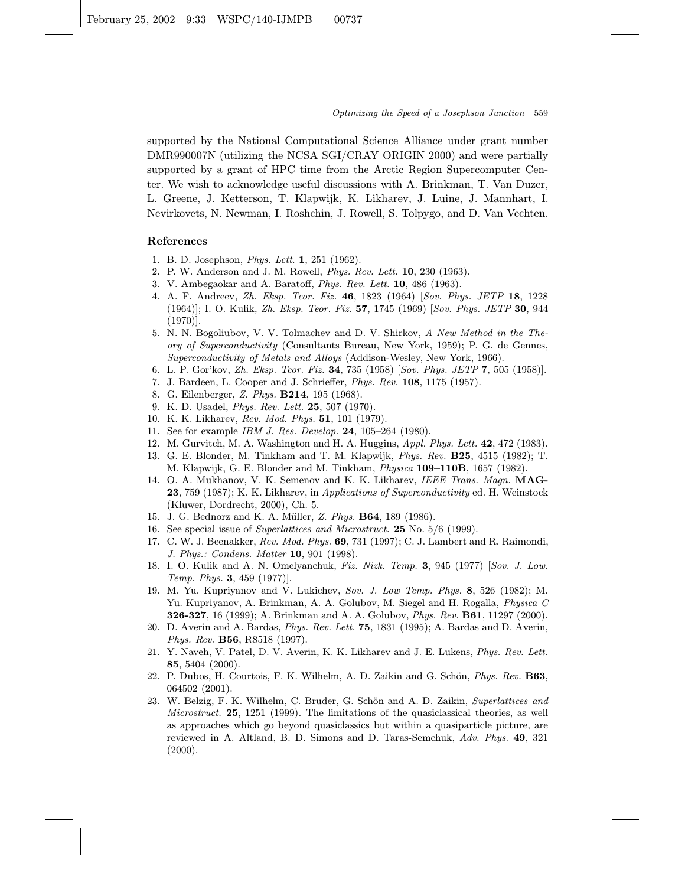supported by the National Computational Science Alliance under grant number DMR990007N (utilizing the NCSA SGI/CRAY ORIGIN 2000) and were partially supported by a grant of HPC time from the Arctic Region Supercomputer Center. We wish to acknowledge useful discussions with A. Brinkman, T. Van Duzer, L. Greene, J. Ketterson, T. Klapwijk, K. Likharev, J. Luine, J. Mannhart, I. Nevirkovets, N. Newman, I. Roshchin, J. Rowell, S. Tolpygo, and D. Van Vechten.

## References

1. B. D. Josephson, *Phys. Lett.* **1**, 251 (1962).
2. P. W. Anderson and J. M. Rowell, *Phys. Rev. Lett.* **10**, 230 (1963).
3. V. Ambegaokar and A. Baratoff, *Phys. Rev. Lett.* **10**, 486 (1963).
4. A. F. Andreev, *Zh. Eksp. Teor. Fiz.* **46**, 1823 (1964) [*Sov. Phys. JETP* **18**, 1228 (1964)]; I. O. Kulik, *Zh. Eksp. Teor. Fiz.* **57**, 1745 (1969) [*Sov. Phys. JETP* **30**, 944 (1970)].
5. N. N. Bogoliubov, V. V. Tolmachev and D. V. Shirkov, *A New Method in the Theory of Superconductivity* (Consultants Bureau, New York, 1959); P. G. de Gennes, *Superconductivity of Metals and Alloys* (Addison-Wesley, New York, 1966).
6. L. P. Gor'kov, *Zh. Eksp. Teor. Fiz.* **34**, 735 (1958) [*Sov. Phys. JETP* **7**, 505 (1958)].
7. J. Bardeen, L. Cooper and J. Schrieffer, *Phys. Rev.* **108**, 1175 (1957).
8. G. Eilenberger, *Z. Phys.* **B214**, 195 (1968).
9. K. D. Usadel, *Phys. Rev. Lett.* **25**, 507 (1970).
10. K. K. Likharev, *Rev. Mod. Phys.* **51**, 101 (1979).
11. See for example *IBM J. Res. Develop.* **24**, 105–264 (1980).
12. M. Gurvitch, M. A. Washington and H. A. Huggins, *Appl. Phys. Lett.* **42**, 472 (1983).
13. G. E. Blonder, M. Tinkham and T. M. Klapwijk, *Phys. Rev.* **B25**, 4515 (1982); T. M. Klapwijk, G. E. Blonder and M. Tinkham, *Physica* **109–110B**, 1657 (1982).
14. O. A. Mukhanov, V. K. Semenov and K. K. Likharev, *IEEE Trans. Magn.* **MAG-23**, 759 (1987); K. K. Likharev, in *Applications of Superconductivity* ed. H. Weinstock (Kluwer, Dordrecht, 2000), Ch. 5.
15. J. G. Bednorz and K. A. Müller, *Z. Phys.* **B64**, 189 (1986).
16. See special issue of *Superlattices and Microstruct.* **25** No. 5/6 (1999).
17. C. W. J. Beenakker, *Rev. Mod. Phys.* **69**, 731 (1997); C. J. Lambert and R. Raimondi, *J. Phys.: Condens. Matter* **10**, 901 (1998).
18. I. O. Kulik and A. N. Omelyanchuk, *Fiz. Nizk. Temp.* **3**, 945 (1977) [*Sov. J. Low. Temp. Phys.* **3**, 459 (1977)].
19. M. Yu. Kupriyanov and V. Lukichev, *Sov. J. Low Temp. Phys.* **8**, 526 (1982); M. Yu. Kupriyanov, A. Brinkman, A. A. Golubov, M. Siegel and H. Rogalla, *Physica C* **326-327**, 16 (1999); A. Brinkman and A. A. Golubov, *Phys. Rev.* **B61**, 11297 (2000).
20. D. Averin and A. Bardas, *Phys. Rev. Lett.* **75**, 1831 (1995); A. Bardas and D. Averin, *Phys. Rev.* **B56**, R8518 (1997).
21. Y. Naveh, V. Patel, D. V. Averin, K. K. Likharev and J. E. Lukens, *Phys. Rev. Lett.* **85**, 5404 (2000).
22. P. Dubos, H. Courtois, F. K. Wilhelm, A. D. Zaikin and G. Schön, *Phys. Rev.* **B63**, 064502 (2001).
23. W. Belzig, F. K. Wilhelm, C. Bruder, G. Schön and A. D. Zaikin, *Superlattices and Microstruct.* **25**, 1251 (1999). The limitations of the quasiclassical theories, as well as approaches which go beyond quasiclassics but within a quasiparticle picture, are reviewed in A. Altland, B. D. Simons and D. Taras-Semchuk, *Adv. Phys.* **49**, 321 (2000).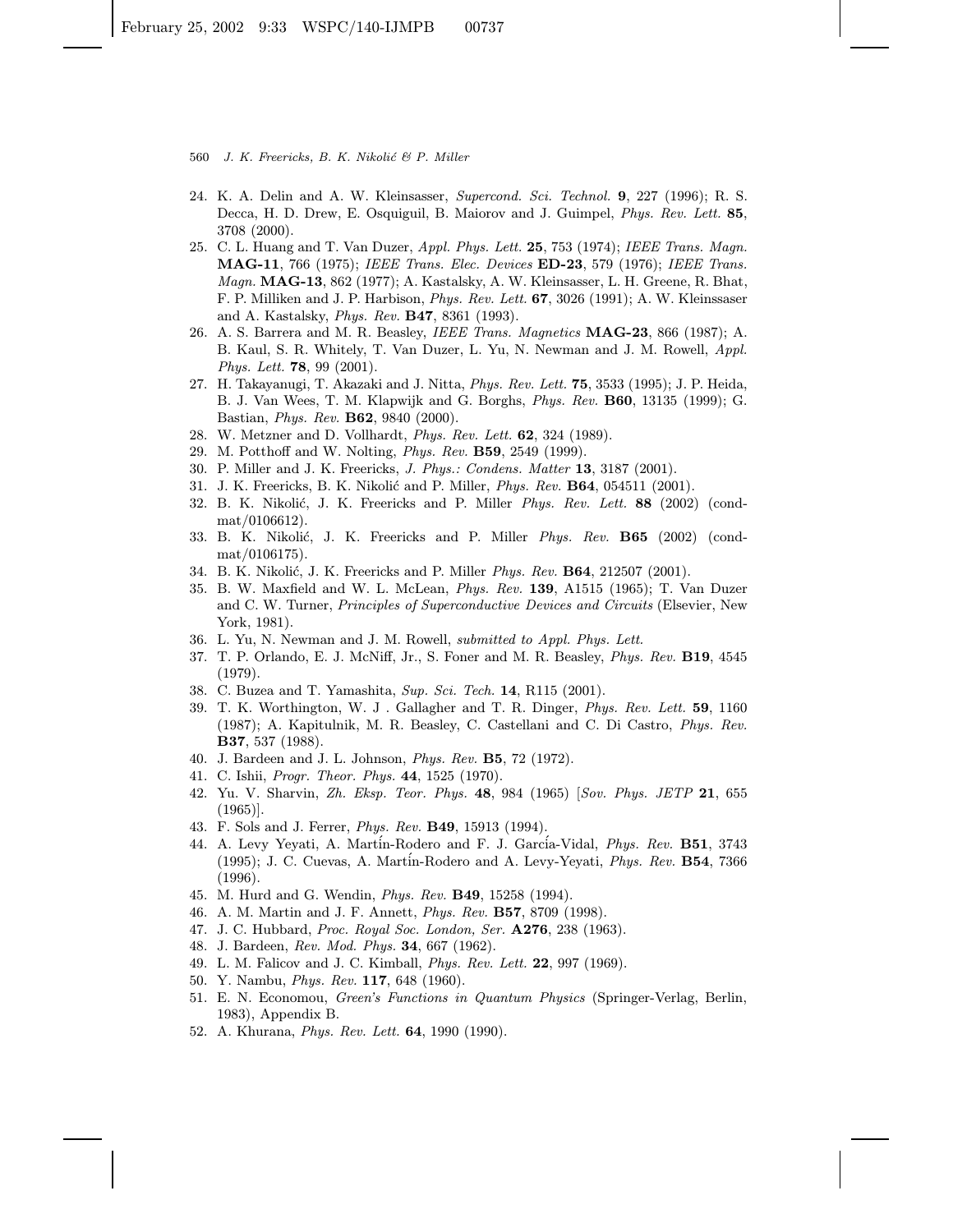24. K. A. Delin and A. W. Kleinsasser, *Supercond. Sci. Technol.* **9**, 227 (1996); R. S. Decca, H. D. Drew, E. Osquiguil, B. Maiorov and J. Guimpel, *Phys. Rev. Lett.* **85**, 3708 (2000).
25. C. L. Huang and T. Van Duzer, *Appl. Phys. Lett.* **25**, 753 (1974); *IEEE Trans. Magn.* **MAG-11**, 766 (1975); *IEEE Trans. Elec. Devices* **ED-23**, 579 (1976); *IEEE Trans. Magn.* **MAG-13**, 862 (1977); A. Kastalsky, A. W. Kleinsasser, L. H. Greene, R. Bhat, F. P. Milliken and J. P. Harbison, *Phys. Rev. Lett.* **67**, 3026 (1991); A. W. Kleinssaser and A. Kastalsky, *Phys. Rev.* **B47**, 8361 (1993).
26. A. S. Barrera and M. R. Beasley, *IEEE Trans. Magnetics* **MAG-23**, 866 (1987); A. B. Kaul, S. R. Whitely, T. Van Duzer, L. Yu, N. Newman and J. M. Rowell, *Appl. Phys. Lett.* **78**, 99 (2001).
27. H. Takayanugi, T. Akazaki and J. Nitta, *Phys. Rev. Lett.* **75**, 3533 (1995); J. P. Heida, B. J. Van Wees, T. M. Klapwijk and G. Borghs, *Phys. Rev.* **B60**, 13135 (1999); G. Bastian, *Phys. Rev.* **B62**, 9840 (2000).
28. W. Metzner and D. Vollhardt, *Phys. Rev. Lett.* **62**, 324 (1989).
29. M. Potthoff and W. Nolting, *Phys. Rev.* **B59**, 2549 (1999).
30. P. Miller and J. K. Freericks, *J. Phys.: Condens. Matter* **13**, 3187 (2001).
31. J. K. Freericks, B. K. Nikolić and P. Miller, *Phys. Rev.* **B64**, 054511 (2001).
32. B. K. Nikolić, J. K. Freericks and P. Miller *Phys. Rev. Lett.* **88** (2002) (cond-mat/0106612).
33. B. K. Nikolić, J. K. Freericks and P. Miller *Phys. Rev.* **B65** (2002) (cond-mat/0106175).
34. B. K. Nikolić, J. K. Freericks and P. Miller *Phys. Rev.* **B64**, 212507 (2001).
35. B. W. Maxfield and W. L. McLean, *Phys. Rev.* **139**, A1515 (1965); T. Van Duzer and C. W. Turner, *Principles of Superconductive Devices and Circuits* (Elsevier, New York, 1981).
36. L. Yu, N. Newman and J. M. Rowell, *submitted to Appl. Phys. Lett.*
37. T. P. Orlando, E. J. McNiff, Jr., S. Foner and M. R. Beasley, *Phys. Rev.* **B19**, 4545 (1979).
38. C. Buzea and T. Yamashita, *Sup. Sci. Tech.* **14**, R115 (2001).
39. T. K. Worthington, W. J . Gallagher and T. R. Dinger, *Phys. Rev. Lett.* **59**, 1160 (1987); A. Kapitulnik, M. R. Beasley, C. Castellani and C. Di Castro, *Phys. Rev.* **B37**, 537 (1988).
40. J. Bardeen and J. L. Johnson, *Phys. Rev.* **B5**, 72 (1972).
41. C. Ishii, *Progr. Theor. Phys.* **44**, 1525 (1970).
42. Yu. V. Sharvin, *Zh. Eksp. Teor. Phys.* **48**, 984 (1965) [*Sov. Phys. JETP* **21**, 655 (1965)].
43. F. Sols and J. Ferrer, *Phys. Rev.* **B49**, 15913 (1994).
44. A. Levy Yeyati, A. Martín-Rodero and F. J. García-Vidal, *Phys. Rev.* **B51**, 3743 (1995); J. C. Cuevas, A. Martín-Rodero and A. Levy-Yeyati, *Phys. Rev.* **B54**, 7366 (1996).
45. M. Hurd and G. Wendin, *Phys. Rev.* **B49**, 15258 (1994).
46. A. M. Martin and J. F. Annett, *Phys. Rev.* **B57**, 8709 (1998).
47. J. C. Hubbard, *Proc. Royal Soc. London, Ser.* **A276**, 238 (1963).
48. J. Bardeen, *Rev. Mod. Phys.* **34**, 667 (1962).
49. L. M. Falicov and J. C. Kimball, *Phys. Rev. Lett.* **22**, 997 (1969).
50. Y. Nambu, *Phys. Rev.* **117**, 648 (1960).
51. E. N. Economou, *Green's Functions in Quantum Physics* (Springer-Verlag, Berlin, 1983), Appendix B.
52. A. Khurana, *Phys. Rev. Lett.* **64**, 1990 (1990).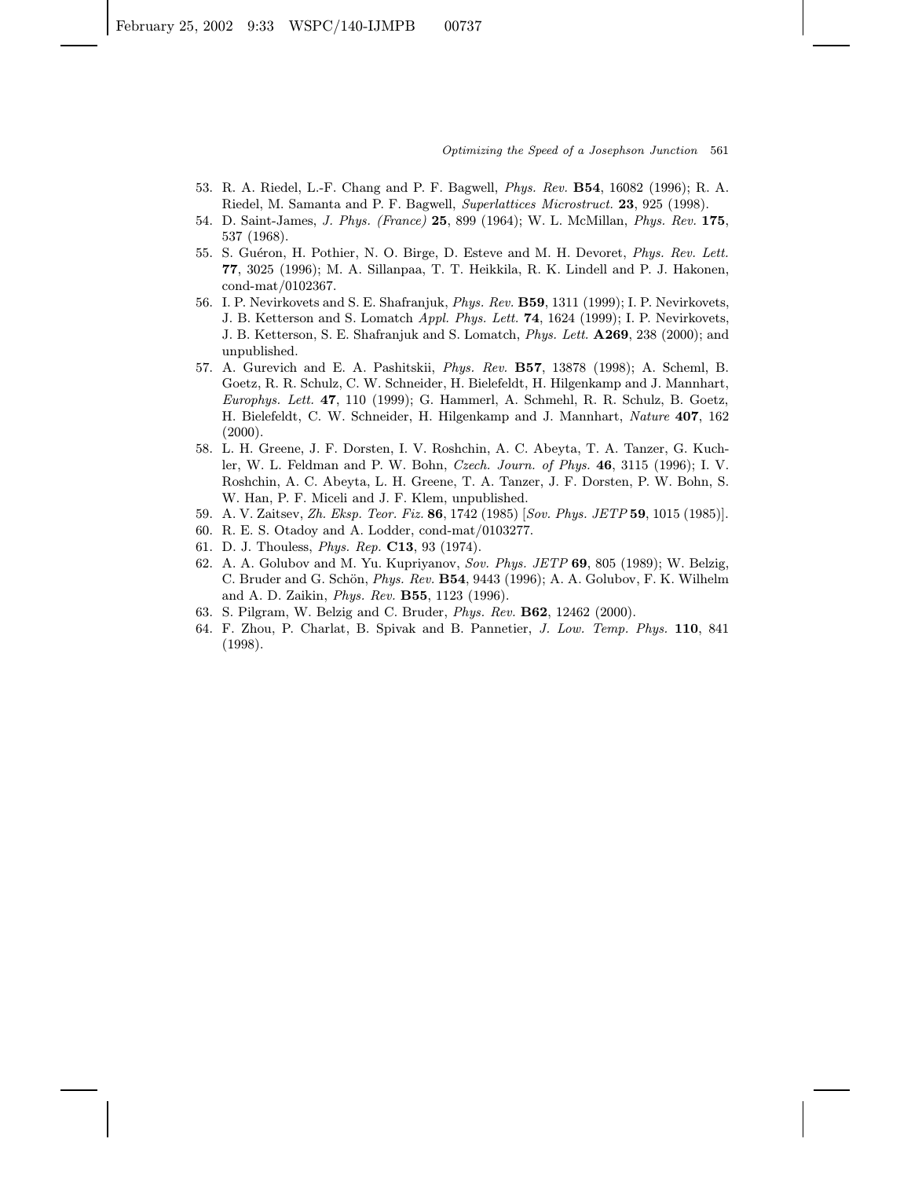53. R. A. Riedel, L.-F. Chang and P. F. Bagwell, *Phys. Rev.* **B54**, 16082 (1996); R. A. Riedel, M. Samanta and P. F. Bagwell, *Superlattices Microstruct.* **23**, 925 (1998).
54. D. Saint-James, *J. Phys. (France)* **25**, 899 (1964); W. L. McMillan, *Phys. Rev.* **175**, 537 (1968).
55. S. Guéron, H. Pothier, N. O. Birge, D. Esteve and M. H. Devoret, *Phys. Rev. Lett.* **77**, 3025 (1996); M. A. Sillanpaa, T. T. Heikkila, R. K. Lindell and P. J. Hakonen, cond-mat/0102367.
56. I. P. Nevirkovets and S. E. Shafranjuk, *Phys. Rev.* **B59**, 1311 (1999); I. P. Nevirkovets, J. B. Ketterson and S. Lomatch *Appl. Phys. Lett.* **74**, 1624 (1999); I. P. Nevirkovets, J. B. Ketterson, S. E. Shafranjuk and S. Lomatch, *Phys. Lett.* **A269**, 238 (2000); and unpublished.
57. A. Gurevich and E. A. Pashitskii, *Phys. Rev.* **B57**, 13878 (1998); A. Scheml, B. Goetz, R. R. Schulz, C. W. Schneider, H. Bielefeldt, H. Hilgenkamp and J. Mannhart, *Europhys. Lett.* **47**, 110 (1999); G. Hammerl, A. Schmehl, R. R. Schulz, B. Goetz, H. Bielefeldt, C. W. Schneider, H. Hilgenkamp and J. Mannhart, *Nature* **407**, 162 (2000).
58. L. H. Greene, J. F. Dorsten, I. V. Roshchin, A. C. Abeyta, T. A. Tanzer, G. Kuchler, W. L. Feldman and P. W. Bohn, *Czech. Journ. of Phys.* **46**, 3115 (1996); I. V. Roshchin, A. C. Abeyta, L. H. Greene, T. A. Tanzer, J. F. Dorsten, P. W. Bohn, S. W. Han, P. F. Miceli and J. F. Klem, unpublished.
59. A. V. Zaitsev, *Zh. Eksp. Teor. Fiz.* **86**, 1742 (1985) [*Sov. Phys. JETP* **59**, 1015 (1985)].
60. R. E. S. Otadoy and A. Lodder, cond-mat/0103277.
61. D. J. Thouless, *Phys. Rep.* **C13**, 93 (1974).
62. A. A. Golubov and M. Yu. Kupriyanov, *Sov. Phys. JETP* **69**, 805 (1989); W. Belzig, C. Bruder and G. Schön, *Phys. Rev.* **B54**, 9443 (1996); A. A. Golubov, F. K. Wilhelm and A. D. Zaikin, *Phys. Rev.* **B55**, 1123 (1996).
63. S. Pilgram, W. Belzig and C. Bruder, *Phys. Rev.* **B62**, 12462 (2000).
64. F. Zhou, P. Charlat, B. Spivak and B. Pannetier, *J. Low. Temp. Phys.* **110**, 841 (1998).